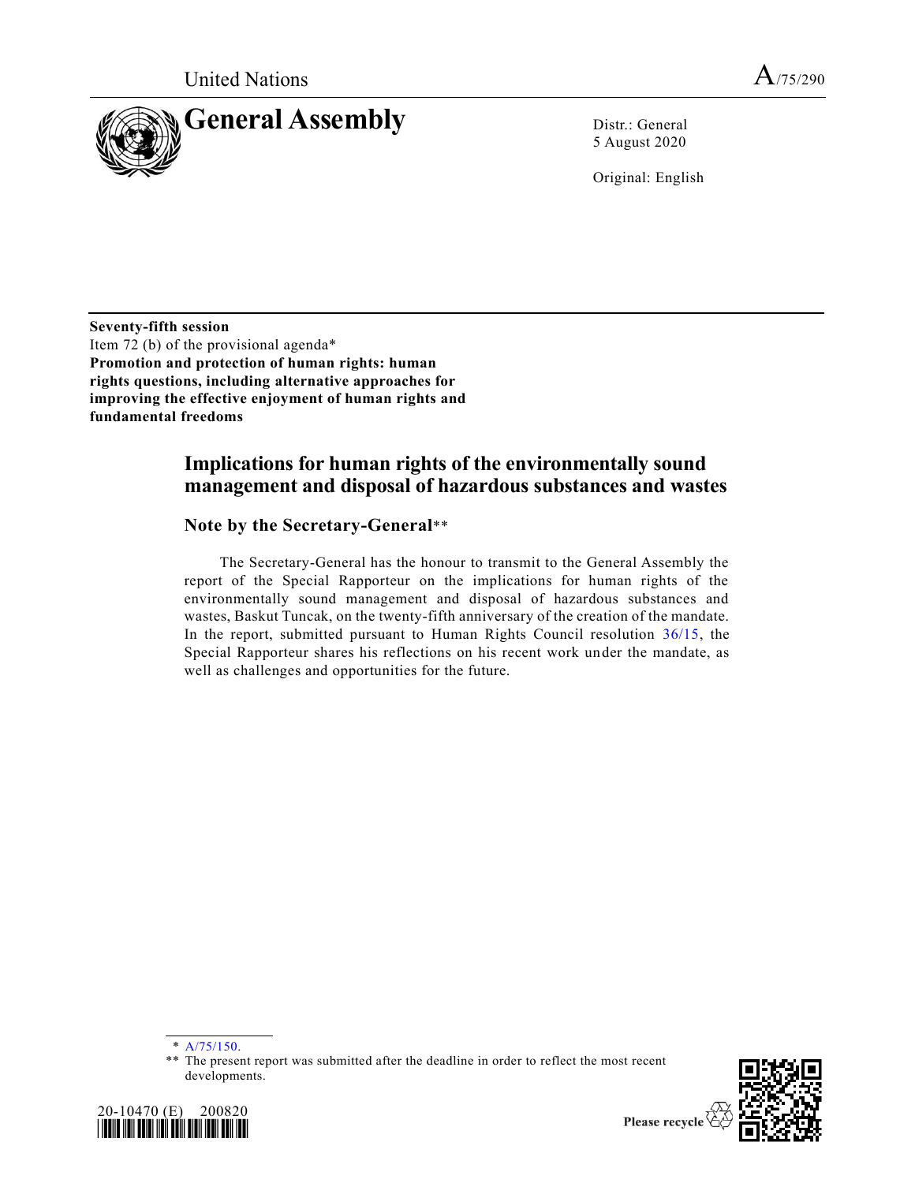United Nations

A/75/290

# General Assembly

Distr.: General
5 August 2020

Original: English

**Seventy-fifth session**
Item 72 (b) of the provisional agenda*
**Promotion and protection of human rights: human rights questions, including alternative approaches for improving the effective enjoyment of human rights and fundamental freedoms**

## Implications for human rights of the environmentally sound management and disposal of hazardous substances and wastes

### Note by the Secretary-General**

The Secretary-General has the honour to transmit to the General Assembly the report of the Special Rapporteur on the implications for human rights of the environmentally sound management and disposal of hazardous substances and wastes, Baskut Tuncak, on the twenty-fifth anniversary of the creation of the mandate. In the report, submitted pursuant to Human Rights Council resolution 36/15, the Special Rapporteur shares his reflections on his recent work under the mandate, as well as challenges and opportunities for the future.

\* A/75/150.

\*\* The present report was submitted after the deadline in order to reflect the most recent developments.

20-10470 (E) 200820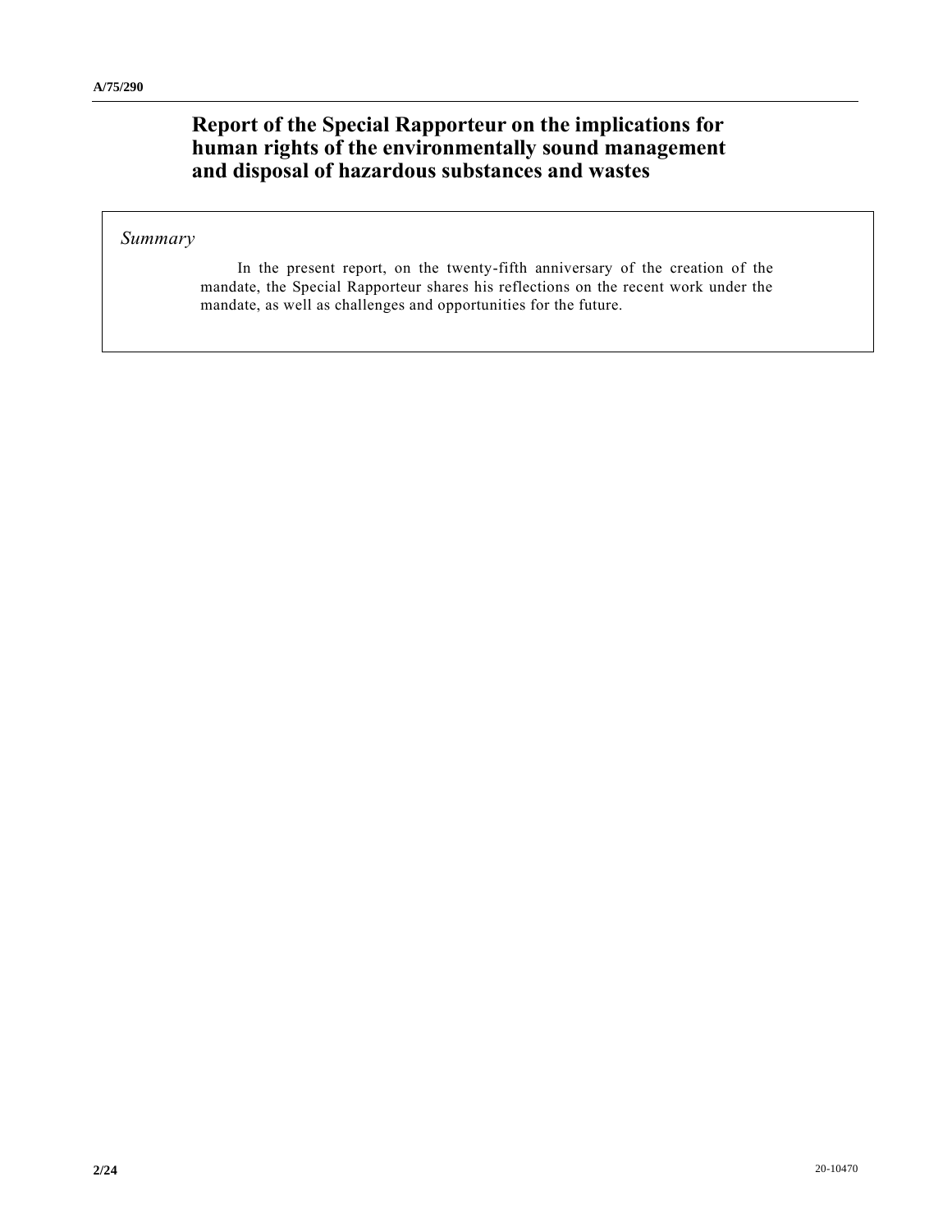# Report of the Special Rapporteur on the implications for human rights of the environmentally sound management and disposal of hazardous substances and wastes

*Summary*

In the present report, on the twenty-fifth anniversary of the creation of the mandate, the Special Rapporteur shares his reflections on the recent work under the mandate, as well as challenges and opportunities for the future.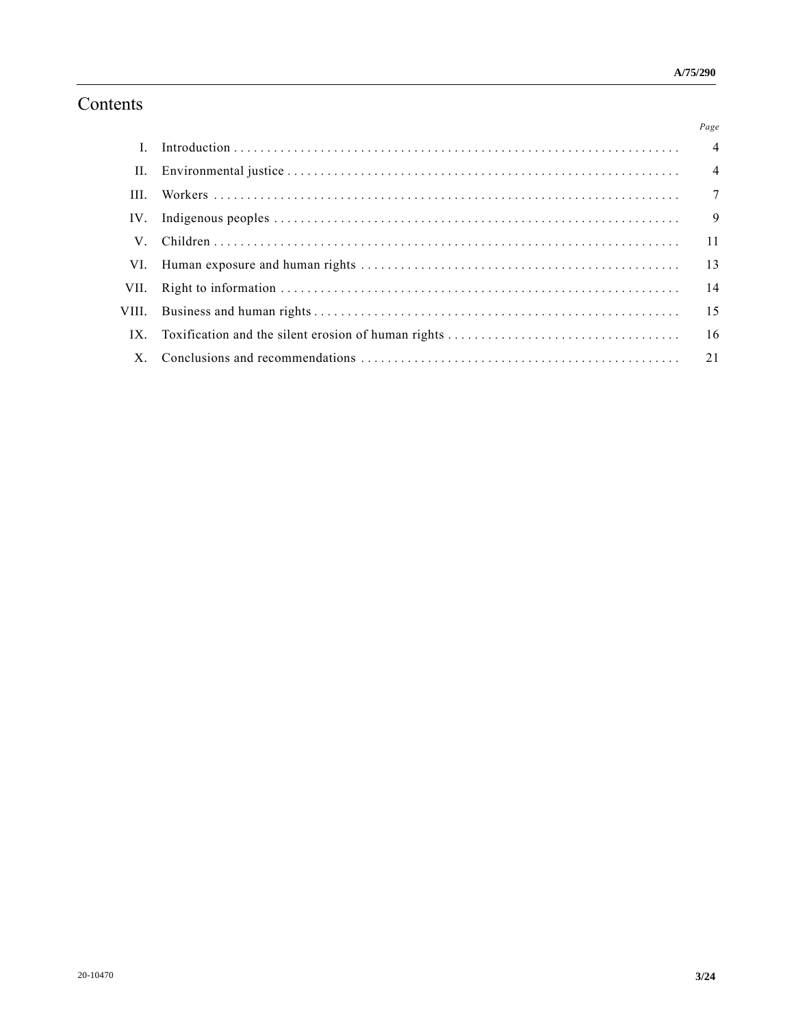# Contents

| | | Page |
|---|---|---|
| I. | Introduction | 4 |
| II. | Environmental justice | 4 |
| III. | Workers | 7 |
| IV. | Indigenous peoples | 9 |
| V. | Children | 11 |
| VI. | Human exposure and human rights | 13 |
| VII. | Right to information | 14 |
| VIII. | Business and human rights | 15 |
| IX. | Toxification and the silent erosion of human rights | 16 |
| X. | Conclusions and recommendations | 21 |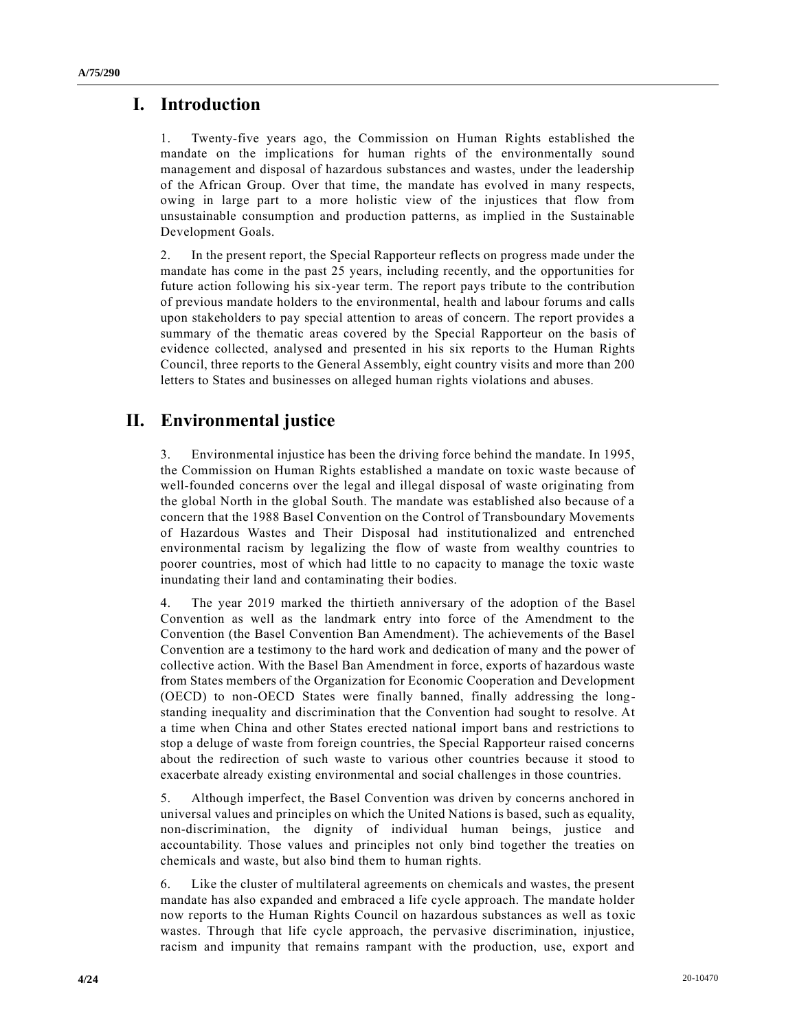# I. Introduction

1. Twenty-five years ago, the Commission on Human Rights established the mandate on the implications for human rights of the environmentally sound management and disposal of hazardous substances and wastes, under the leadership of the African Group. Over that time, the mandate has evolved in many respects, owing in large part to a more holistic view of the injustices that flow from unsustainable consumption and production patterns, as implied in the Sustainable Development Goals.

2. In the present report, the Special Rapporteur reflects on progress made under the mandate has come in the past 25 years, including recently, and the opportunities for future action following his six-year term. The report pays tribute to the contribution of previous mandate holders to the environmental, health and labour forums and calls upon stakeholders to pay special attention to areas of concern. The report provides a summary of the thematic areas covered by the Special Rapporteur on the basis of evidence collected, analysed and presented in his six reports to the Human Rights Council, three reports to the General Assembly, eight country visits and more than 200 letters to States and businesses on alleged human rights violations and abuses.

# II. Environmental justice

3. Environmental injustice has been the driving force behind the mandate. In 1995, the Commission on Human Rights established a mandate on toxic waste because of well-founded concerns over the legal and illegal disposal of waste originating from the global North in the global South. The mandate was established also because of a concern that the 1988 Basel Convention on the Control of Transboundary Movements of Hazardous Wastes and Their Disposal had institutionalized and entrenched environmental racism by legalizing the flow of waste from wealthy countries to poorer countries, most of which had little to no capacity to manage the toxic waste inundating their land and contaminating their bodies.

4. The year 2019 marked the thirtieth anniversary of the adoption of the Basel Convention as well as the landmark entry into force of the Amendment to the Convention (the Basel Convention Ban Amendment). The achievements of the Basel Convention are a testimony to the hard work and dedication of many and the power of collective action. With the Basel Ban Amendment in force, exports of hazardous waste from States members of the Organization for Economic Cooperation and Development (OECD) to non-OECD States were finally banned, finally addressing the long-standing inequality and discrimination that the Convention had sought to resolve. At a time when China and other States erected national import bans and restrictions to stop a deluge of waste from foreign countries, the Special Rapporteur raised concerns about the redirection of such waste to various other countries because it stood to exacerbate already existing environmental and social challenges in those countries.

5. Although imperfect, the Basel Convention was driven by concerns anchored in universal values and principles on which the United Nations is based, such as equality, non-discrimination, the dignity of individual human beings, justice and accountability. Those values and principles not only bind together the treaties on chemicals and waste, but also bind them to human rights.

6. Like the cluster of multilateral agreements on chemicals and wastes, the present mandate has also expanded and embraced a life cycle approach. The mandate holder now reports to the Human Rights Council on hazardous substances as well as toxic wastes. Through that life cycle approach, the pervasive discrimination, injustice, racism and impunity that remains rampant with the production, use, export and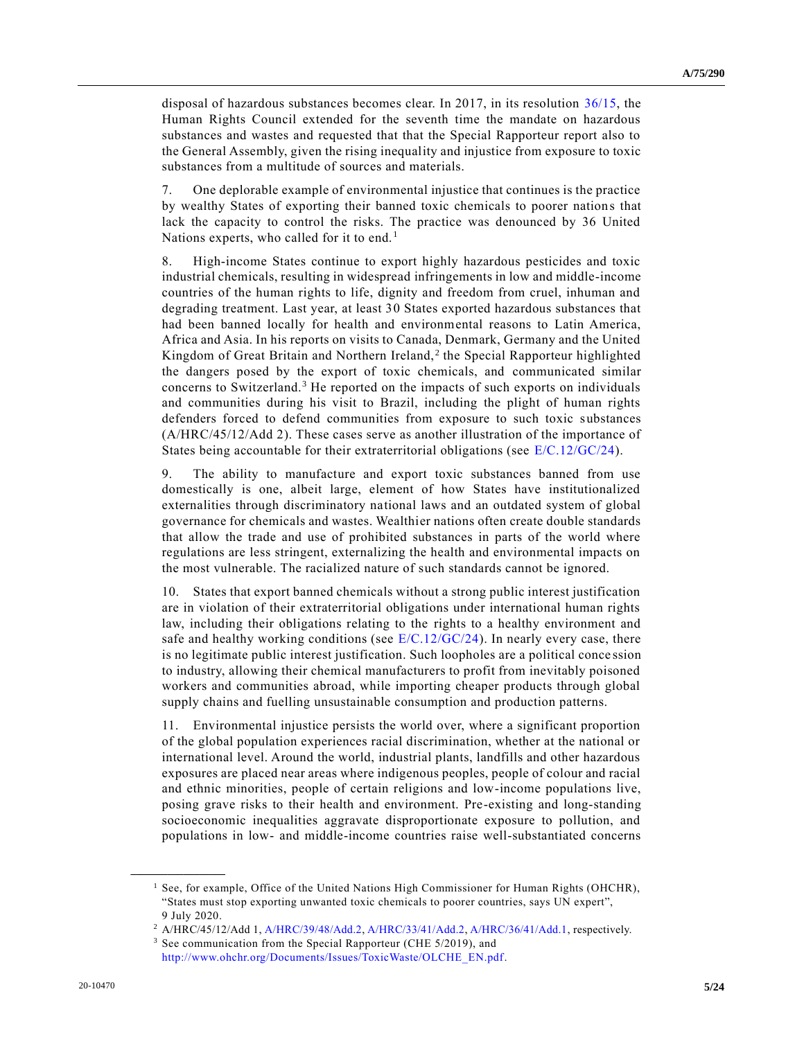disposal of hazardous substances becomes clear. In 2017, in its resolution 36/15, the Human Rights Council extended for the seventh time the mandate on hazardous substances and wastes and requested that that the Special Rapporteur report also to the General Assembly, given the rising inequality and injustice from exposure to toxic substances from a multitude of sources and materials.

7. One deplorable example of environmental injustice that continues is the practice by wealthy States of exporting their banned toxic chemicals to poorer nations that lack the capacity to control the risks. The practice was denounced by 36 United Nations experts, who called for it to end.[1]

8. High-income States continue to export highly hazardous pesticides and toxic industrial chemicals, resulting in widespread infringements in low and middle-income countries of the human rights to life, dignity and freedom from cruel, inhuman and degrading treatment. Last year, at least 30 States exported hazardous substances that had been banned locally for health and environmental reasons to Latin America, Africa and Asia. In his reports on visits to Canada, Denmark, Germany and the United Kingdom of Great Britain and Northern Ireland,[2] the Special Rapporteur highlighted the dangers posed by the export of toxic chemicals, and communicated similar concerns to Switzerland.[3] He reported on the impacts of such exports on individuals and communities during his visit to Brazil, including the plight of human rights defenders forced to defend communities from exposure to such toxic substances (A/HRC/45/12/Add 2). These cases serve as another illustration of the importance of States being accountable for their extraterritorial obligations (see E/C.12/GC/24).

9. The ability to manufacture and export toxic substances banned from use domestically is one, albeit large, element of how States have institutionalized externalities through discriminatory national laws and an outdated system of global governance for chemicals and wastes. Wealthier nations often create double standards that allow the trade and use of prohibited substances in parts of the world where regulations are less stringent, externalizing the health and environmental impacts on the most vulnerable. The racialized nature of such standards cannot be ignored.

10. States that export banned chemicals without a strong public interest justification are in violation of their extraterritorial obligations under international human rights law, including their obligations relating to the rights to a healthy environment and safe and healthy working conditions (see E/C.12/GC/24). In nearly every case, there is no legitimate public interest justification. Such loopholes are a political concession to industry, allowing their chemical manufacturers to profit from inevitably poisoned workers and communities abroad, while importing cheaper products through global supply chains and fuelling unsustainable consumption and production patterns.

11. Environmental injustice persists the world over, where a significant proportion of the global population experiences racial discrimination, whether at the national or international level. Around the world, industrial plants, landfills and other hazardous exposures are placed near areas where indigenous peoples, people of colour and racial and ethnic minorities, people of certain religions and low-income populations live, posing grave risks to their health and environment. Pre-existing and long-standing socioeconomic inequalities aggravate disproportionate exposure to pollution, and populations in low- and middle-income countries raise well-substantiated concerns

---

[1] See, for example, Office of the United Nations High Commissioner for Human Rights (OHCHR), "States must stop exporting unwanted toxic chemicals to poorer countries, says UN expert", 9 July 2020.

[2] A/HRC/45/12/Add 1, A/HRC/39/48/Add.2, A/HRC/33/41/Add.2, A/HRC/36/41/Add.1, respectively.

[3] See communication from the Special Rapporteur (CHE 5/2019), and http://www.ohchr.org/Documents/Issues/ToxicWaste/OLCHE_EN.pdf.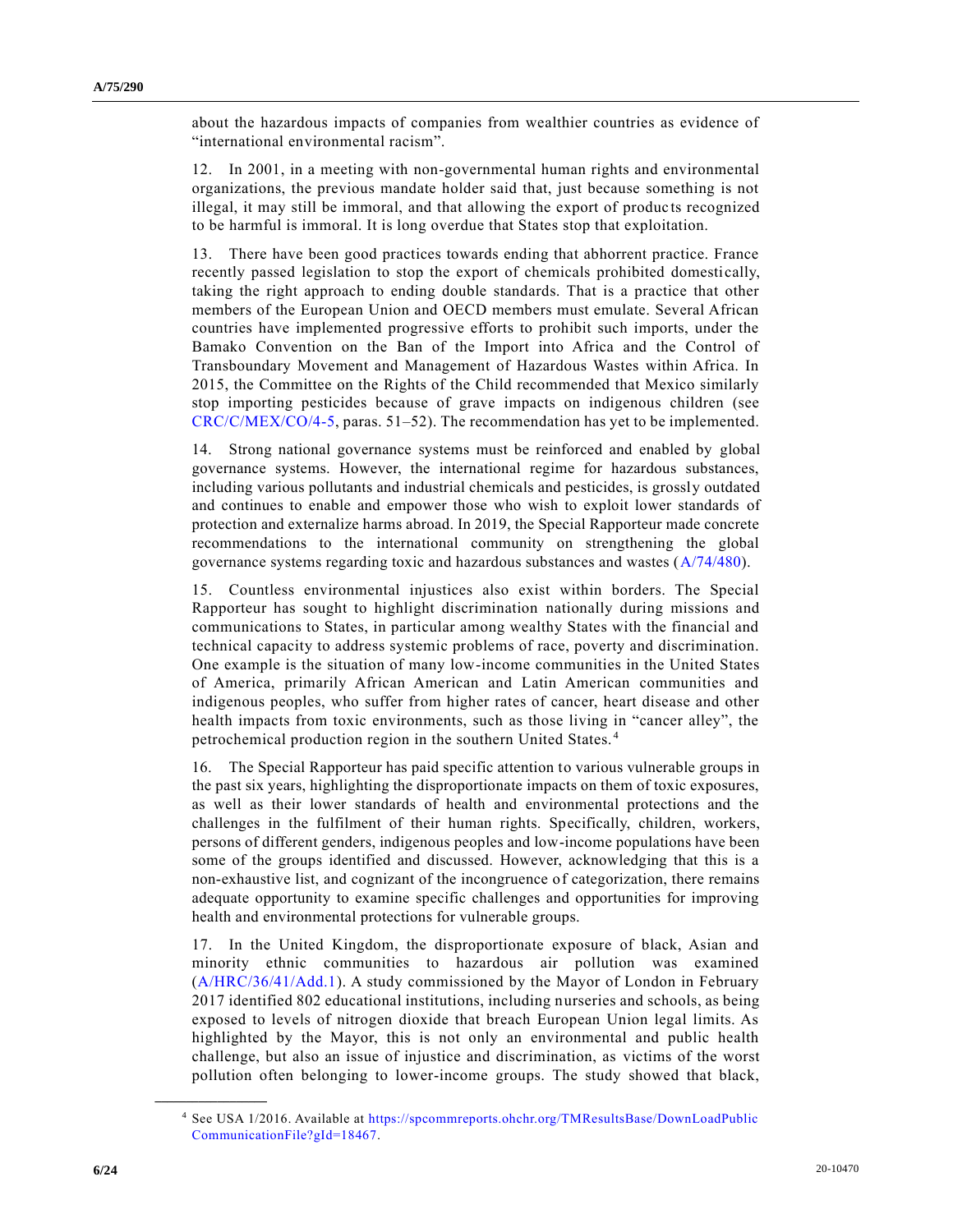about the hazardous impacts of companies from wealthier countries as evidence of "international environmental racism".

12. In 2001, in a meeting with non-governmental human rights and environmental organizations, the previous mandate holder said that, just because something is not illegal, it may still be immoral, and that allowing the export of products recognized to be harmful is immoral. It is long overdue that States stop that exploitation.

13. There have been good practices towards ending that abhorrent practice. France recently passed legislation to stop the export of chemicals prohibited domestically, taking the right approach to ending double standards. That is a practice that other members of the European Union and OECD members must emulate. Several African countries have implemented progressive efforts to prohibit such imports, under the Bamako Convention on the Ban of the Import into Africa and the Control of Transboundary Movement and Management of Hazardous Wastes within Africa. In 2015, the Committee on the Rights of the Child recommended that Mexico similarly stop importing pesticides because of grave impacts on indigenous children (see CRC/C/MEX/CO/4-5, paras. 51–52). The recommendation has yet to be implemented.

14. Strong national governance systems must be reinforced and enabled by global governance systems. However, the international regime for hazardous substances, including various pollutants and industrial chemicals and pesticides, is grossly outdated and continues to enable and empower those who wish to exploit lower standards of protection and externalize harms abroad. In 2019, the Special Rapporteur made concrete recommendations to the international community on strengthening the global governance systems regarding toxic and hazardous substances and wastes (A/74/480).

15. Countless environmental injustices also exist within borders. The Special Rapporteur has sought to highlight discrimination nationally during missions and communications to States, in particular among wealthy States with the financial and technical capacity to address systemic problems of race, poverty and discrimination. One example is the situation of many low-income communities in the United States of America, primarily African American and Latin American communities and indigenous peoples, who suffer from higher rates of cancer, heart disease and other health impacts from toxic environments, such as those living in "cancer alley", the petrochemical production region in the southern United States.[4]

16. The Special Rapporteur has paid specific attention to various vulnerable groups in the past six years, highlighting the disproportionate impacts on them of toxic exposures, as well as their lower standards of health and environmental protections and the challenges in the fulfilment of their human rights. Specifically, children, workers, persons of different genders, indigenous peoples and low-income populations have been some of the groups identified and discussed. However, acknowledging that this is a non-exhaustive list, and cognizant of the incongruence of categorization, there remains adequate opportunity to examine specific challenges and opportunities for improving health and environmental protections for vulnerable groups.

17. In the United Kingdom, the disproportionate exposure of black, Asian and minority ethnic communities to hazardous air pollution was examined (A/HRC/36/41/Add.1). A study commissioned by the Mayor of London in February 2017 identified 802 educational institutions, including nurseries and schools, as being exposed to levels of nitrogen dioxide that breach European Union legal limits. As highlighted by the Mayor, this is not only an environmental and public health challenge, but also an issue of injustice and discrimination, as victims of the worst pollution often belonging to lower-income groups. The study showed that black,

[4] See USA 1/2016. Available at https://spcommreports.ohchr.org/TMResultsBase/DownLoadPublicCommunicationFile?gId=18467.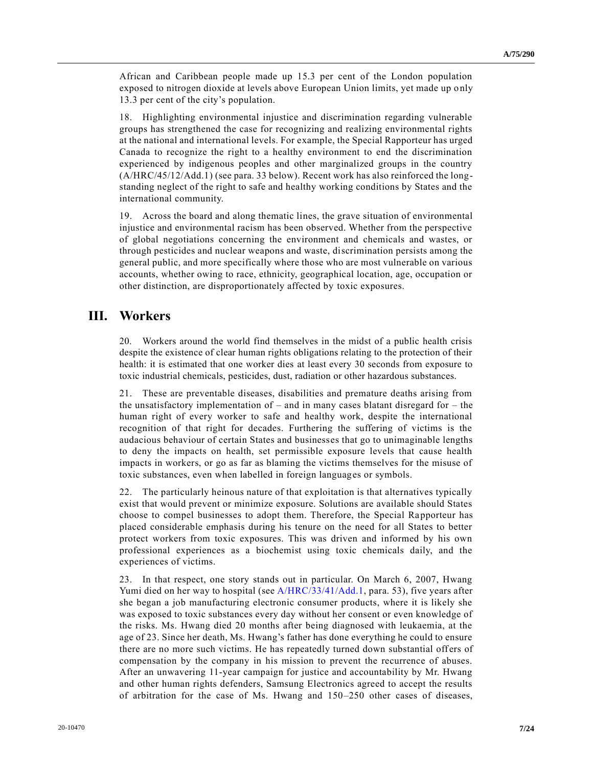African and Caribbean people made up 15.3 per cent of the London population exposed to nitrogen dioxide at levels above European Union limits, yet made up only 13.3 per cent of the city's population.

18. Highlighting environmental injustice and discrimination regarding vulnerable groups has strengthened the case for recognizing and realizing environmental rights at the national and international levels. For example, the Special Rapporteur has urged Canada to recognize the right to a healthy environment to end the discrimination experienced by indigenous peoples and other marginalized groups in the country (A/HRC/45/12/Add.1) (see para. 33 below). Recent work has also reinforced the long-standing neglect of the right to safe and healthy working conditions by States and the international community.

19. Across the board and along thematic lines, the grave situation of environmental injustice and environmental racism has been observed. Whether from the perspective of global negotiations concerning the environment and chemicals and wastes, or through pesticides and nuclear weapons and waste, discrimination persists among the general public, and more specifically where those who are most vulnerable on various accounts, whether owing to race, ethnicity, geographical location, age, occupation or other distinction, are disproportionately affected by toxic exposures.

# III. Workers

20. Workers around the world find themselves in the midst of a public health crisis despite the existence of clear human rights obligations relating to the protection of their health: it is estimated that one worker dies at least every 30 seconds from exposure to toxic industrial chemicals, pesticides, dust, radiation or other hazardous substances.

21. These are preventable diseases, disabilities and premature deaths arising from the unsatisfactory implementation of – and in many cases blatant disregard for – the human right of every worker to safe and healthy work, despite the international recognition of that right for decades. Furthering the suffering of victims is the audacious behaviour of certain States and businesses that go to unimaginable lengths to deny the impacts on health, set permissible exposure levels that cause health impacts in workers, or go as far as blaming the victims themselves for the misuse of toxic substances, even when labelled in foreign languages or symbols.

22. The particularly heinous nature of that exploitation is that alternatives typically exist that would prevent or minimize exposure. Solutions are available should States choose to compel businesses to adopt them. Therefore, the Special Rapporteur has placed considerable emphasis during his tenure on the need for all States to better protect workers from toxic exposures. This was driven and informed by his own professional experiences as a biochemist using toxic chemicals daily, and the experiences of victims.

23. In that respect, one story stands out in particular. On March 6, 2007, Hwang Yumi died on her way to hospital (see A/HRC/33/41/Add.1, para. 53), five years after she began a job manufacturing electronic consumer products, where it is likely she was exposed to toxic substances every day without her consent or even knowledge of the risks. Ms. Hwang died 20 months after being diagnosed with leukaemia, at the age of 23. Since her death, Ms. Hwang's father has done everything he could to ensure there are no more such victims. He has repeatedly turned down substantial offers of compensation by the company in his mission to prevent the recurrence of abuses. After an unwavering 11-year campaign for justice and accountability by Mr. Hwang and other human rights defenders, Samsung Electronics agreed to accept the results of arbitration for the case of Ms. Hwang and 150–250 other cases of diseases,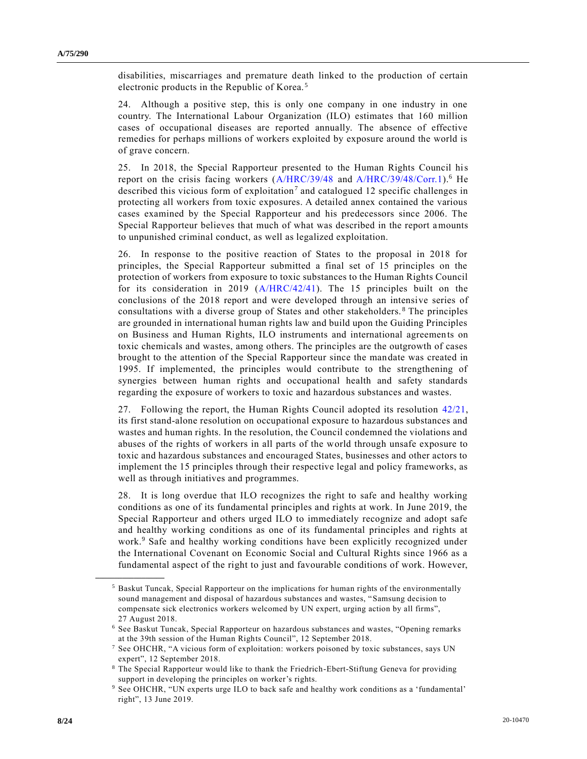disabilities, miscarriages and premature death linked to the production of certain electronic products in the Republic of Korea.[5]

24. Although a positive step, this is only one company in one industry in one country. The International Labour Organization (ILO) estimates that 160 million cases of occupational diseases are reported annually. The absence of effective remedies for perhaps millions of workers exploited by exposure around the world is of grave concern.

25. In 2018, the Special Rapporteur presented to the Human Rights Council his report on the crisis facing workers (A/HRC/39/48 and A/HRC/39/48/Corr.1).[6] He described this vicious form of exploitation[7] and catalogued 12 specific challenges in protecting all workers from toxic exposures. A detailed annex contained the various cases examined by the Special Rapporteur and his predecessors since 2006. The Special Rapporteur believes that much of what was described in the report amounts to unpunished criminal conduct, as well as legalized exploitation.

26. In response to the positive reaction of States to the proposal in 2018 for principles, the Special Rapporteur submitted a final set of 15 principles on the protection of workers from exposure to toxic substances to the Human Rights Council for its consideration in 2019 (A/HRC/42/41). The 15 principles built on the conclusions of the 2018 report and were developed through an intensive series of consultations with a diverse group of States and other stakeholders.[8] The principles are grounded in international human rights law and build upon the Guiding Principles on Business and Human Rights, ILO instruments and international agreements on toxic chemicals and wastes, among others. The principles are the outgrowth of cases brought to the attention of the Special Rapporteur since the mandate was created in 1995. If implemented, the principles would contribute to the strengthening of synergies between human rights and occupational health and safety standards regarding the exposure of workers to toxic and hazardous substances and wastes.

27. Following the report, the Human Rights Council adopted its resolution 42/21, its first stand-alone resolution on occupational exposure to hazardous substances and wastes and human rights. In the resolution, the Council condemned the violations and abuses of the rights of workers in all parts of the world through unsafe exposure to toxic and hazardous substances and encouraged States, businesses and other actors to implement the 15 principles through their respective legal and policy frameworks, as well as through initiatives and programmes.

28. It is long overdue that ILO recognizes the right to safe and healthy working conditions as one of its fundamental principles and rights at work. In June 2019, the Special Rapporteur and others urged ILO to immediately recognize and adopt safe and healthy working conditions as one of its fundamental principles and rights at work.[9] Safe and healthy working conditions have been explicitly recognized under the International Covenant on Economic Social and Cultural Rights since 1966 as a fundamental aspect of the right to just and favourable conditions of work. However,

---

[5] Baskut Tuncak, Special Rapporteur on the implications for human rights of the environmentally sound management and disposal of hazardous substances and wastes, "Samsung decision to compensate sick electronics workers welcomed by UN expert, urging action by all firms", 27 August 2018.

[6] See Baskut Tuncak, Special Rapporteur on hazardous substances and wastes, "Opening remarks at the 39th session of the Human Rights Council", 12 September 2018.

[7] See OHCHR, "A vicious form of exploitation: workers poisoned by toxic substances, says UN expert", 12 September 2018.

[8] The Special Rapporteur would like to thank the Friedrich-Ebert-Stiftung Geneva for providing support in developing the principles on worker's rights.

[9] See OHCHR, "UN experts urge ILO to back safe and healthy work conditions as a 'fundamental' right", 13 June 2019.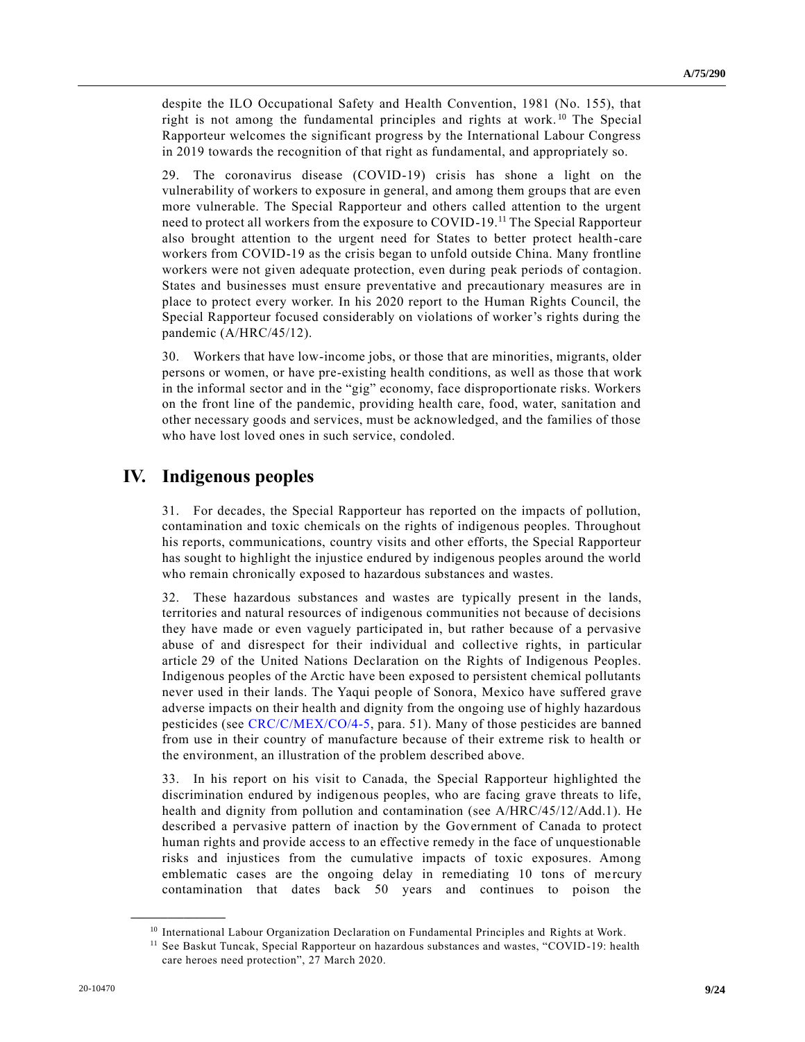despite the ILO Occupational Safety and Health Convention, 1981 (No. 155), that right is not among the fundamental principles and rights at work.[10] The Special Rapporteur welcomes the significant progress by the International Labour Congress in 2019 towards the recognition of that right as fundamental, and appropriately so.

29. The coronavirus disease (COVID-19) crisis has shone a light on the vulnerability of workers to exposure in general, and among them groups that are even more vulnerable. The Special Rapporteur and others called attention to the urgent need to protect all workers from the exposure to COVID-19.[11] The Special Rapporteur also brought attention to the urgent need for States to better protect health-care workers from COVID-19 as the crisis began to unfold outside China. Many frontline workers were not given adequate protection, even during peak periods of contagion. States and businesses must ensure preventative and precautionary measures are in place to protect every worker. In his 2020 report to the Human Rights Council, the Special Rapporteur focused considerably on violations of worker's rights during the pandemic (A/HRC/45/12).

30. Workers that have low-income jobs, or those that are minorities, migrants, older persons or women, or have pre-existing health conditions, as well as those that work in the informal sector and in the "gig" economy, face disproportionate risks. Workers on the front line of the pandemic, providing health care, food, water, sanitation and other necessary goods and services, must be acknowledged, and the families of those who have lost loved ones in such service, condoled.

# IV. Indigenous peoples

31. For decades, the Special Rapporteur has reported on the impacts of pollution, contamination and toxic chemicals on the rights of indigenous peoples. Throughout his reports, communications, country visits and other efforts, the Special Rapporteur has sought to highlight the injustice endured by indigenous peoples around the world who remain chronically exposed to hazardous substances and wastes.

32. These hazardous substances and wastes are typically present in the lands, territories and natural resources of indigenous communities not because of decisions they have made or even vaguely participated in, but rather because of a pervasive abuse of and disrespect for their individual and collective rights, in particular article 29 of the United Nations Declaration on the Rights of Indigenous Peoples. Indigenous peoples of the Arctic have been exposed to persistent chemical pollutants never used in their lands. The Yaqui people of Sonora, Mexico have suffered grave adverse impacts on their health and dignity from the ongoing use of highly hazardous pesticides (see CRC/C/MEX/CO/4-5, para. 51). Many of those pesticides are banned from use in their country of manufacture because of their extreme risk to health or the environment, an illustration of the problem described above.

33. In his report on his visit to Canada, the Special Rapporteur highlighted the discrimination endured by indigenous peoples, who are facing grave threats to life, health and dignity from pollution and contamination (see A/HRC/45/12/Add.1). He described a pervasive pattern of inaction by the Government of Canada to protect human rights and provide access to an effective remedy in the face of unquestionable risks and injustices from the cumulative impacts of toxic exposures. Among emblematic cases are the ongoing delay in remediating 10 tons of mercury contamination that dates back 50 years and continues to poison the

---

[10] International Labour Organization Declaration on Fundamental Principles and Rights at Work.

[11] See Baskut Tuncak, Special Rapporteur on hazardous substances and wastes, "COVID-19: health care heroes need protection", 27 March 2020.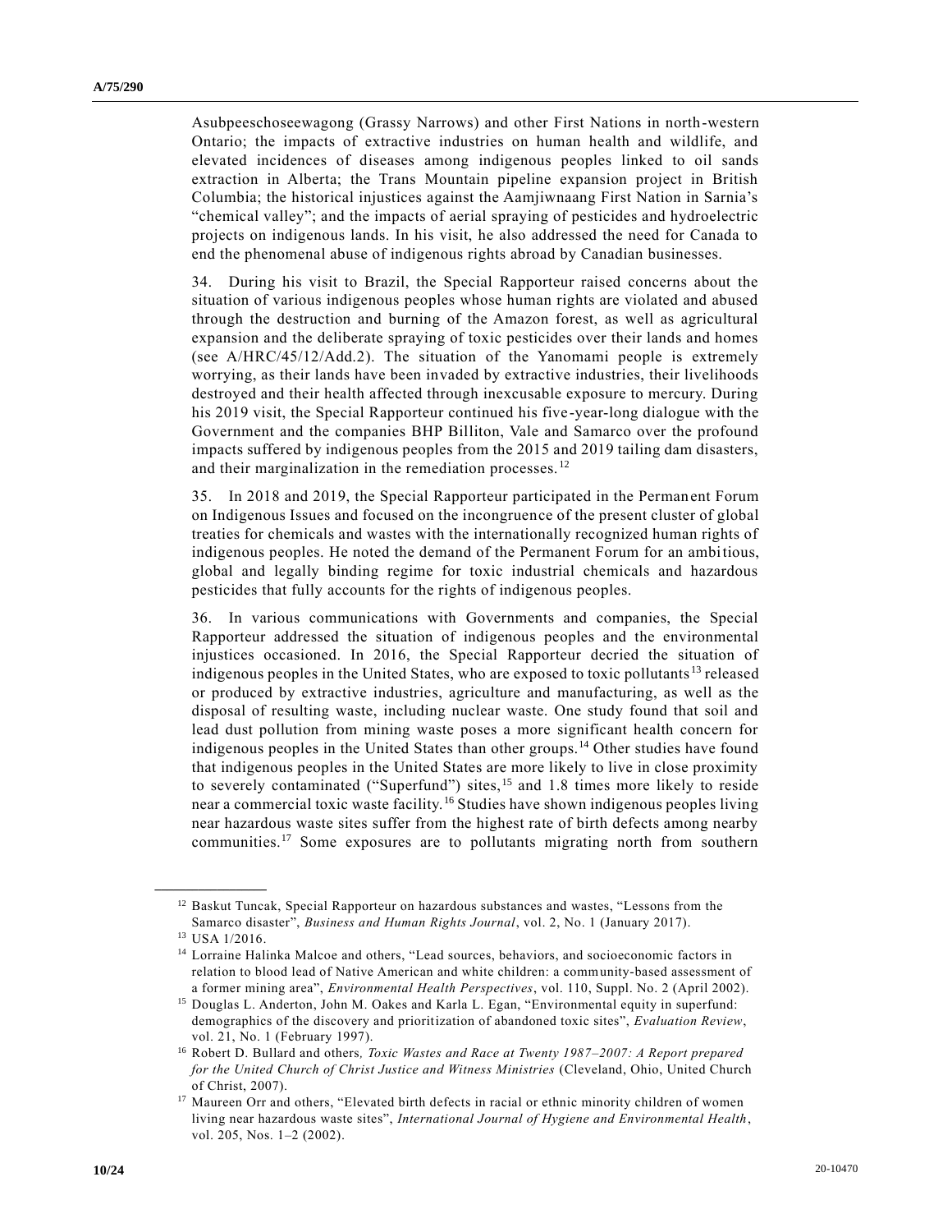Asubpeeschoseewagong (Grassy Narrows) and other First Nations in north-western Ontario; the impacts of extractive industries on human health and wildlife, and elevated incidences of diseases among indigenous peoples linked to oil sands extraction in Alberta; the Trans Mountain pipeline expansion project in British Columbia; the historical injustices against the Aamjiwnaang First Nation in Sarnia's "chemical valley"; and the impacts of aerial spraying of pesticides and hydroelectric projects on indigenous lands. In his visit, he also addressed the need for Canada to end the phenomenal abuse of indigenous rights abroad by Canadian businesses.

34. During his visit to Brazil, the Special Rapporteur raised concerns about the situation of various indigenous peoples whose human rights are violated and abused through the destruction and burning of the Amazon forest, as well as agricultural expansion and the deliberate spraying of toxic pesticides over their lands and homes (see A/HRC/45/12/Add.2). The situation of the Yanomami people is extremely worrying, as their lands have been invaded by extractive industries, their livelihoods destroyed and their health affected through inexcusable exposure to mercury. During his 2019 visit, the Special Rapporteur continued his five-year-long dialogue with the Government and the companies BHP Billiton, Vale and Samarco over the profound impacts suffered by indigenous peoples from the 2015 and 2019 tailing dam disasters, and their marginalization in the remediation processes.[12]

35. In 2018 and 2019, the Special Rapporteur participated in the Permanent Forum on Indigenous Issues and focused on the incongruence of the present cluster of global treaties for chemicals and wastes with the internationally recognized human rights of indigenous peoples. He noted the demand of the Permanent Forum for an ambitious, global and legally binding regime for toxic industrial chemicals and hazardous pesticides that fully accounts for the rights of indigenous peoples.

36. In various communications with Governments and companies, the Special Rapporteur addressed the situation of indigenous peoples and the environmental injustices occasioned. In 2016, the Special Rapporteur decried the situation of indigenous peoples in the United States, who are exposed to toxic pollutants[13] released or produced by extractive industries, agriculture and manufacturing, as well as the disposal of resulting waste, including nuclear waste. One study found that soil and lead dust pollution from mining waste poses a more significant health concern for indigenous peoples in the United States than other groups.[14] Other studies have found that indigenous peoples in the United States are more likely to live in close proximity to severely contaminated ("Superfund") sites,[15] and 1.8 times more likely to reside near a commercial toxic waste facility.[16] Studies have shown indigenous peoples living near hazardous waste sites suffer from the highest rate of birth defects among nearby communities.[17] Some exposures are to pollutants migrating north from southern

---

[12] Baskut Tuncak, Special Rapporteur on hazardous substances and wastes, "Lessons from the Samarco disaster", *Business and Human Rights Journal*, vol. 2, No. 1 (January 2017).

[13] USA 1/2016.

[14] Lorraine Halinka Malcoe and others, "Lead sources, behaviors, and socioeconomic factors in relation to blood lead of Native American and white children: a community-based assessment of a former mining area", *Environmental Health Perspectives*, vol. 110, Suppl. No. 2 (April 2002).

[15] Douglas L. Anderton, John M. Oakes and Karla L. Egan, "Environmental equity in superfund: demographics of the discovery and prioritization of abandoned toxic sites", *Evaluation Review*, vol. 21, No. 1 (February 1997).

[16] Robert D. Bullard and others, *Toxic Wastes and Race at Twenty 1987–2007: A Report prepared for the United Church of Christ Justice and Witness Ministries* (Cleveland, Ohio, United Church of Christ, 2007).

[17] Maureen Orr and others, "Elevated birth defects in racial or ethnic minority children of women living near hazardous waste sites", *International Journal of Hygiene and Environmental Health*, vol. 205, Nos. 1–2 (2002).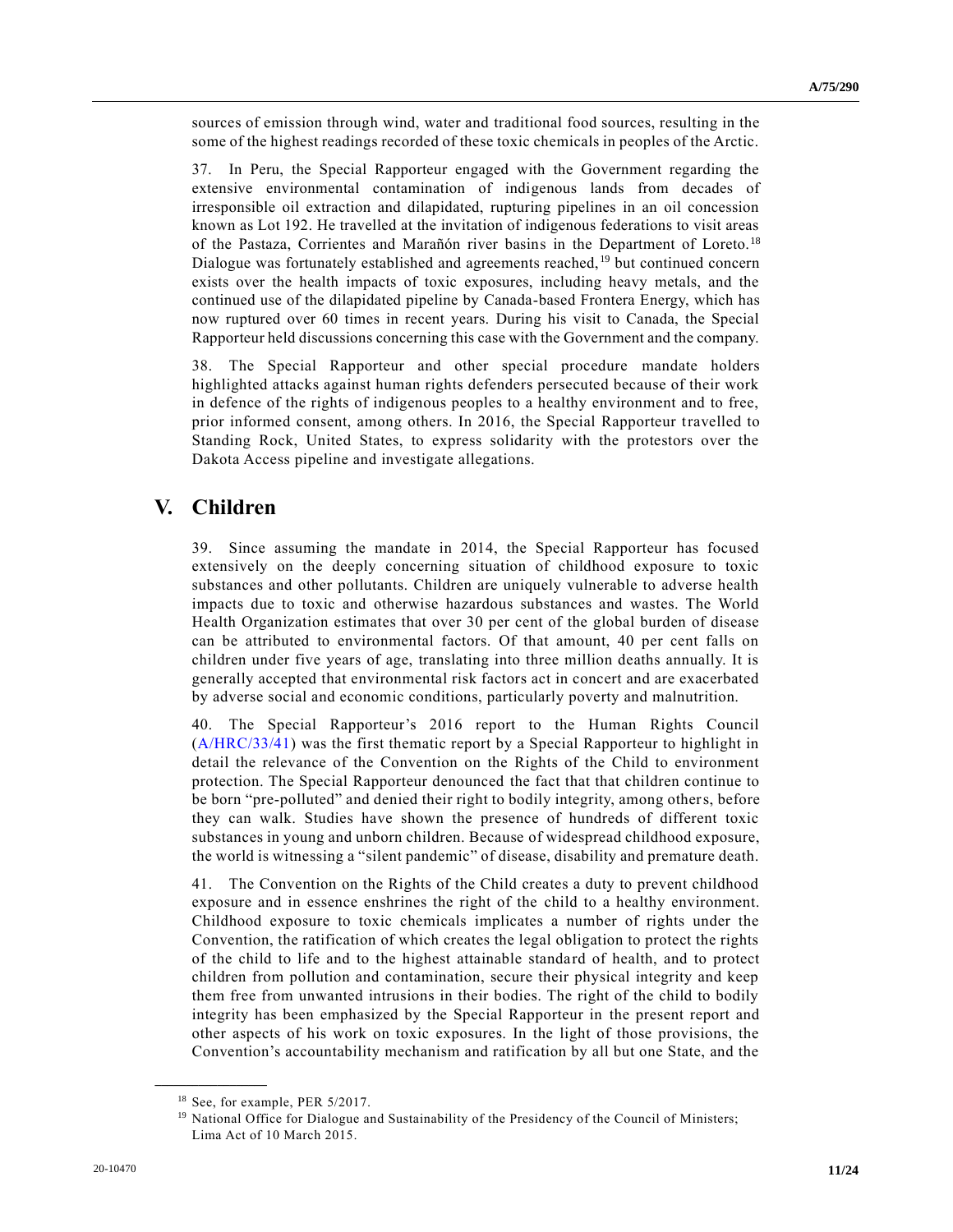sources of emission through wind, water and traditional food sources, resulting in the some of the highest readings recorded of these toxic chemicals in peoples of the Arctic.

37. In Peru, the Special Rapporteur engaged with the Government regarding the extensive environmental contamination of indigenous lands from decades of irresponsible oil extraction and dilapidated, rupturing pipelines in an oil concession known as Lot 192. He travelled at the invitation of indigenous federations to visit areas of the Pastaza, Corrientes and Marañón river basins in the Department of Loreto.[18] Dialogue was fortunately established and agreements reached,[19] but continued concern exists over the health impacts of toxic exposures, including heavy metals, and the continued use of the dilapidated pipeline by Canada-based Frontera Energy, which has now ruptured over 60 times in recent years. During his visit to Canada, the Special Rapporteur held discussions concerning this case with the Government and the company.

38. The Special Rapporteur and other special procedure mandate holders highlighted attacks against human rights defenders persecuted because of their work in defence of the rights of indigenous peoples to a healthy environment and to free, prior informed consent, among others. In 2016, the Special Rapporteur travelled to Standing Rock, United States, to express solidarity with the protestors over the Dakota Access pipeline and investigate allegations.

# V. Children

39. Since assuming the mandate in 2014, the Special Rapporteur has focused extensively on the deeply concerning situation of childhood exposure to toxic substances and other pollutants. Children are uniquely vulnerable to adverse health impacts due to toxic and otherwise hazardous substances and wastes. The World Health Organization estimates that over 30 per cent of the global burden of disease can be attributed to environmental factors. Of that amount, 40 per cent falls on children under five years of age, translating into three million deaths annually. It is generally accepted that environmental risk factors act in concert and are exacerbated by adverse social and economic conditions, particularly poverty and malnutrition.

40. The Special Rapporteur's 2016 report to the Human Rights Council (A/HRC/33/41) was the first thematic report by a Special Rapporteur to highlight in detail the relevance of the Convention on the Rights of the Child to environment protection. The Special Rapporteur denounced the fact that that children continue to be born "pre-polluted" and denied their right to bodily integrity, among others, before they can walk. Studies have shown the presence of hundreds of different toxic substances in young and unborn children. Because of widespread childhood exposure, the world is witnessing a "silent pandemic" of disease, disability and premature death.

41. The Convention on the Rights of the Child creates a duty to prevent childhood exposure and in essence enshrines the right of the child to a healthy environment. Childhood exposure to toxic chemicals implicates a number of rights under the Convention, the ratification of which creates the legal obligation to protect the rights of the child to life and to the highest attainable standard of health, and to protect children from pollution and contamination, secure their physical integrity and keep them free from unwanted intrusions in their bodies. The right of the child to bodily integrity has been emphasized by the Special Rapporteur in the present report and other aspects of his work on toxic exposures. In the light of those provisions, the Convention's accountability mechanism and ratification by all but one State, and the

---

[18] See, for example, PER 5/2017.

[19] National Office for Dialogue and Sustainability of the Presidency of the Council of Ministers; Lima Act of 10 March 2015.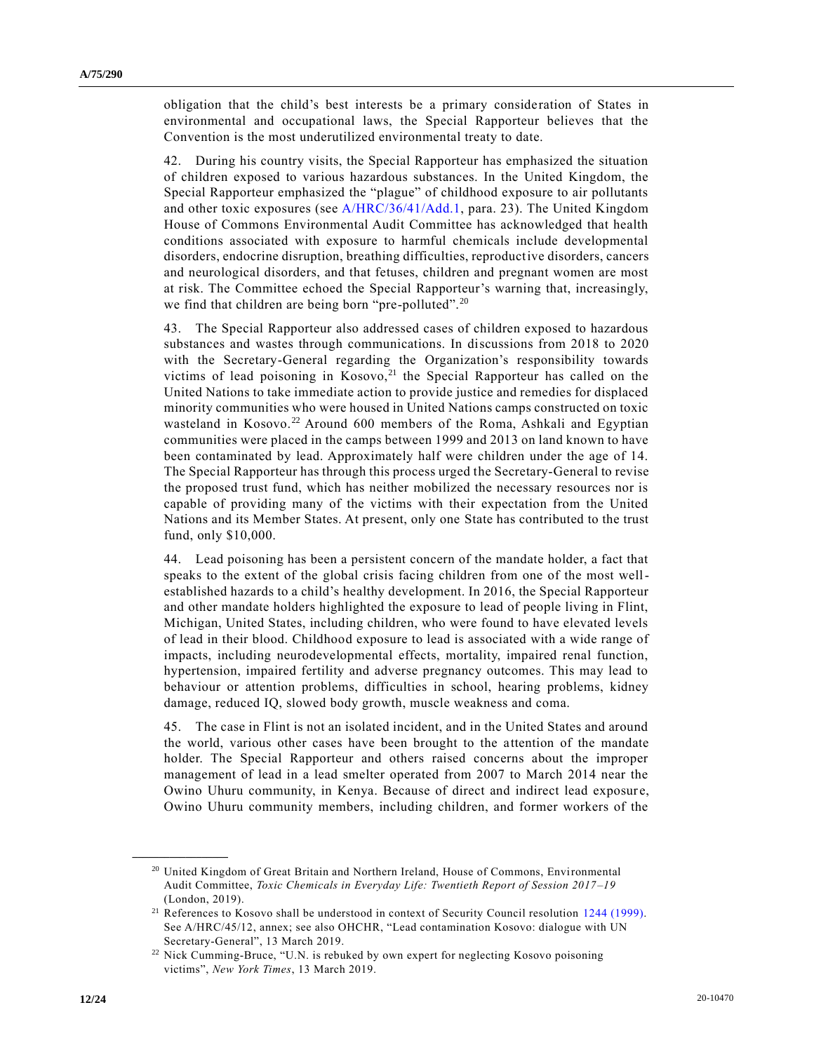obligation that the child's best interests be a primary consideration of States in environmental and occupational laws, the Special Rapporteur believes that the Convention is the most underutilized environmental treaty to date.

42. During his country visits, the Special Rapporteur has emphasized the situation of children exposed to various hazardous substances. In the United Kingdom, the Special Rapporteur emphasized the "plague" of childhood exposure to air pollutants and other toxic exposures (see A/HRC/36/41/Add.1, para. 23). The United Kingdom House of Commons Environmental Audit Committee has acknowledged that health conditions associated with exposure to harmful chemicals include developmental disorders, endocrine disruption, breathing difficulties, reproductive disorders, cancers and neurological disorders, and that fetuses, children and pregnant women are most at risk. The Committee echoed the Special Rapporteur's warning that, increasingly, we find that children are being born "pre-polluted".[20]

43. The Special Rapporteur also addressed cases of children exposed to hazardous substances and wastes through communications. In discussions from 2018 to 2020 with the Secretary-General regarding the Organization's responsibility towards victims of lead poisoning in Kosovo,[21] the Special Rapporteur has called on the United Nations to take immediate action to provide justice and remedies for displaced minority communities who were housed in United Nations camps constructed on toxic wasteland in Kosovo.[22] Around 600 members of the Roma, Ashkali and Egyptian communities were placed in the camps between 1999 and 2013 on land known to have been contaminated by lead. Approximately half were children under the age of 14. The Special Rapporteur has through this process urged the Secretary-General to revise the proposed trust fund, which has neither mobilized the necessary resources nor is capable of providing many of the victims with their expectation from the United Nations and its Member States. At present, only one State has contributed to the trust fund, only $10,000.

44. Lead poisoning has been a persistent concern of the mandate holder, a fact that speaks to the extent of the global crisis facing children from one of the most well-established hazards to a child's healthy development. In 2016, the Special Rapporteur and other mandate holders highlighted the exposure to lead of people living in Flint, Michigan, United States, including children, who were found to have elevated levels of lead in their blood. Childhood exposure to lead is associated with a wide range of impacts, including neurodevelopmental effects, mortality, impaired renal function, hypertension, impaired fertility and adverse pregnancy outcomes. This may lead to behaviour or attention problems, difficulties in school, hearing problems, kidney damage, reduced IQ, slowed body growth, muscle weakness and coma.

45. The case in Flint is not an isolated incident, and in the United States and around the world, various other cases have been brought to the attention of the mandate holder. The Special Rapporteur and others raised concerns about the improper management of lead in a lead smelter operated from 2007 to March 2014 near the Owino Uhuru community, in Kenya. Because of direct and indirect lead exposure, Owino Uhuru community members, including children, and former workers of the

---

[20] United Kingdom of Great Britain and Northern Ireland, House of Commons, Environmental Audit Committee, *Toxic Chemicals in Everyday Life: Twentieth Report of Session 2017–19* (London, 2019).

[21] References to Kosovo shall be understood in context of Security Council resolution 1244 (1999). See A/HRC/45/12, annex; see also OHCHR, "Lead contamination Kosovo: dialogue with UN Secretary-General", 13 March 2019.

[22] Nick Cumming-Bruce, "U.N. is rebuked by own expert for neglecting Kosovo poisoning victims", *New York Times*, 13 March 2019.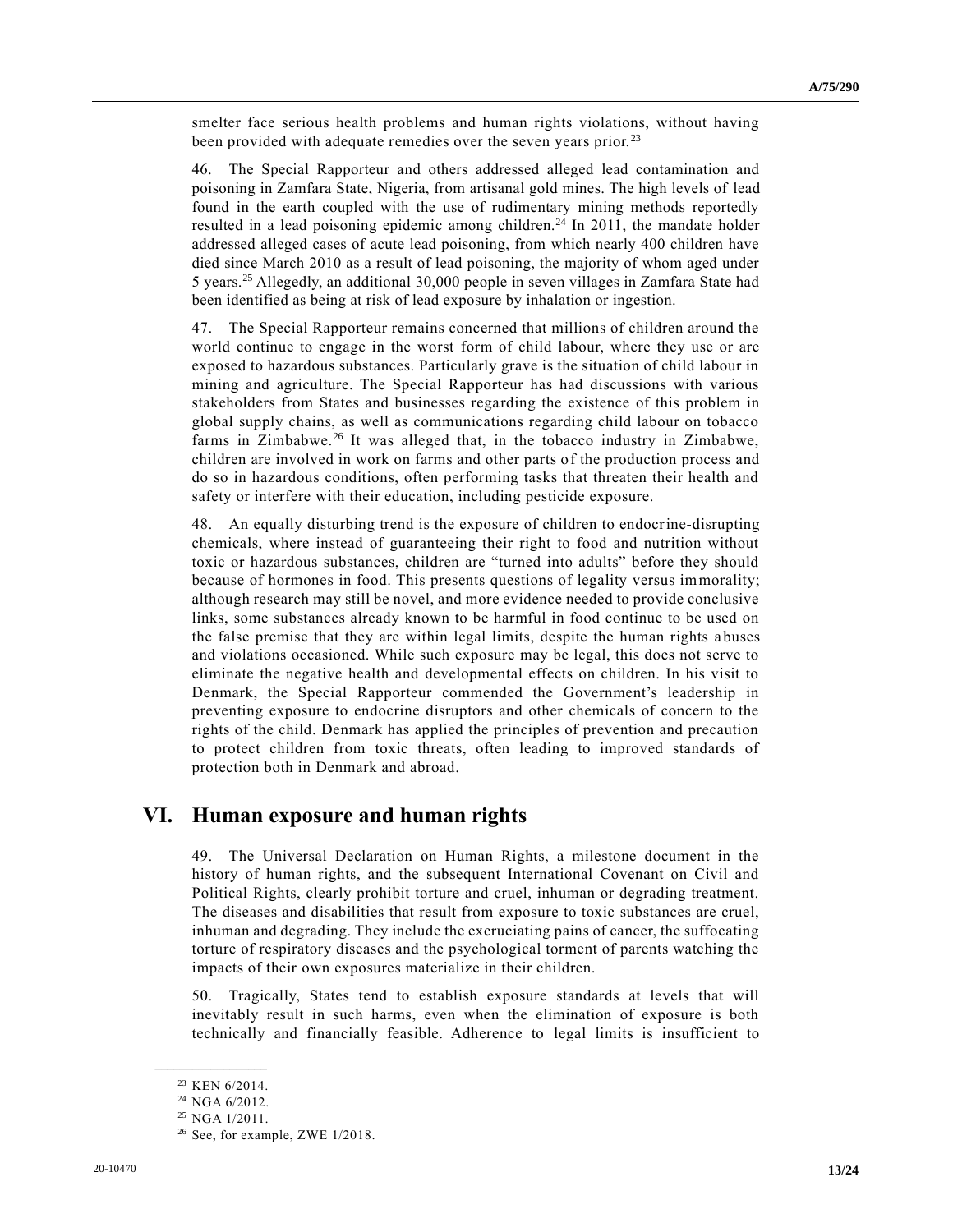smelter face serious health problems and human rights violations, without having been provided with adequate remedies over the seven years prior.[23]

46. The Special Rapporteur and others addressed alleged lead contamination and poisoning in Zamfara State, Nigeria, from artisanal gold mines. The high levels of lead found in the earth coupled with the use of rudimentary mining methods reportedly resulted in a lead poisoning epidemic among children.[24] In 2011, the mandate holder addressed alleged cases of acute lead poisoning, from which nearly 400 children have died since March 2010 as a result of lead poisoning, the majority of whom aged under 5 years.[25] Allegedly, an additional 30,000 people in seven villages in Zamfara State had been identified as being at risk of lead exposure by inhalation or ingestion.

47. The Special Rapporteur remains concerned that millions of children around the world continue to engage in the worst form of child labour, where they use or are exposed to hazardous substances. Particularly grave is the situation of child labour in mining and agriculture. The Special Rapporteur has had discussions with various stakeholders from States and businesses regarding the existence of this problem in global supply chains, as well as communications regarding child labour on tobacco farms in Zimbabwe.[26] It was alleged that, in the tobacco industry in Zimbabwe, children are involved in work on farms and other parts of the production process and do so in hazardous conditions, often performing tasks that threaten their health and safety or interfere with their education, including pesticide exposure.

48. An equally disturbing trend is the exposure of children to endocrine-disrupting chemicals, where instead of guaranteeing their right to food and nutrition without toxic or hazardous substances, children are "turned into adults" before they should because of hormones in food. This presents questions of legality versus immorality; although research may still be novel, and more evidence needed to provide conclusive links, some substances already known to be harmful in food continue to be used on the false premise that they are within legal limits, despite the human rights abuses and violations occasioned. While such exposure may be legal, this does not serve to eliminate the negative health and developmental effects on children. In his visit to Denmark, the Special Rapporteur commended the Government's leadership in preventing exposure to endocrine disruptors and other chemicals of concern to the rights of the child. Denmark has applied the principles of prevention and precaution to protect children from toxic threats, often leading to improved standards of protection both in Denmark and abroad.

## VI. Human exposure and human rights

49. The Universal Declaration on Human Rights, a milestone document in the history of human rights, and the subsequent International Covenant on Civil and Political Rights, clearly prohibit torture and cruel, inhuman or degrading treatment. The diseases and disabilities that result from exposure to toxic substances are cruel, inhuman and degrading. They include the excruciating pains of cancer, the suffocating torture of respiratory diseases and the psychological torment of parents watching the impacts of their own exposures materialize in their children.

50. Tragically, States tend to establish exposure standards at levels that will inevitably result in such harms, even when the elimination of exposure is both technically and financially feasible. Adherence to legal limits is insufficient to

[23] KEN 6/2014.

[24] NGA 6/2012.

[25] NGA 1/2011.

[26] See, for example, ZWE 1/2018.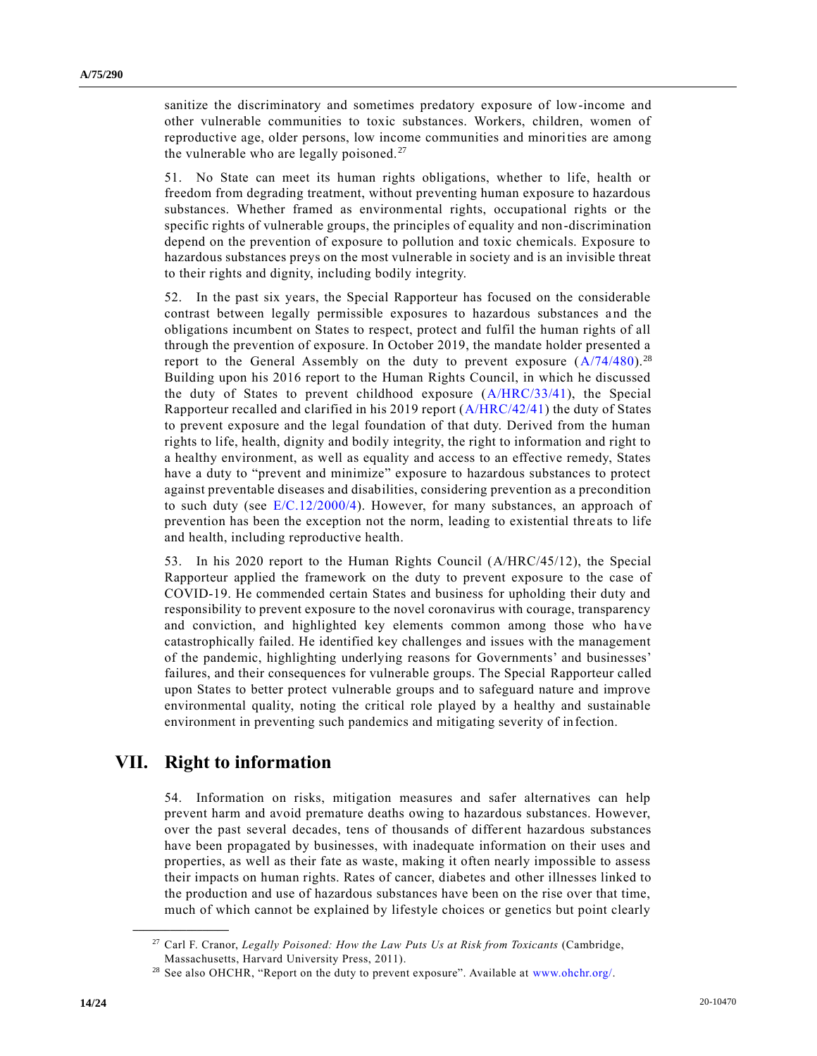sanitize the discriminatory and sometimes predatory exposure of low-income and other vulnerable communities to toxic substances. Workers, children, women of reproductive age, older persons, low income communities and minorities are among the vulnerable who are legally poisoned.[27]

51. No State can meet its human rights obligations, whether to life, health or freedom from degrading treatment, without preventing human exposure to hazardous substances. Whether framed as environmental rights, occupational rights or the specific rights of vulnerable groups, the principles of equality and non-discrimination depend on the prevention of exposure to pollution and toxic chemicals. Exposure to hazardous substances preys on the most vulnerable in society and is an invisible threat to their rights and dignity, including bodily integrity.

52. In the past six years, the Special Rapporteur has focused on the considerable contrast between legally permissible exposures to hazardous substances and the obligations incumbent on States to respect, protect and fulfil the human rights of all through the prevention of exposure. In October 2019, the mandate holder presented a report to the General Assembly on the duty to prevent exposure (A/74/480).[28] Building upon his 2016 report to the Human Rights Council, in which he discussed the duty of States to prevent childhood exposure (A/HRC/33/41), the Special Rapporteur recalled and clarified in his 2019 report (A/HRC/42/41) the duty of States to prevent exposure and the legal foundation of that duty. Derived from the human rights to life, health, dignity and bodily integrity, the right to information and right to a healthy environment, as well as equality and access to an effective remedy, States have a duty to "prevent and minimize" exposure to hazardous substances to protect against preventable diseases and disabilities, considering prevention as a precondition to such duty (see E/C.12/2000/4). However, for many substances, an approach of prevention has been the exception not the norm, leading to existential threats to life and health, including reproductive health.

53. In his 2020 report to the Human Rights Council (A/HRC/45/12), the Special Rapporteur applied the framework on the duty to prevent exposure to the case of COVID-19. He commended certain States and business for upholding their duty and responsibility to prevent exposure to the novel coronavirus with courage, transparency and conviction, and highlighted key elements common among those who have catastrophically failed. He identified key challenges and issues with the management of the pandemic, highlighting underlying reasons for Governments' and businesses' failures, and their consequences for vulnerable groups. The Special Rapporteur called upon States to better protect vulnerable groups and to safeguard nature and improve environmental quality, noting the critical role played by a healthy and sustainable environment in preventing such pandemics and mitigating severity of infection.

## VII. Right to information

54. Information on risks, mitigation measures and safer alternatives can help prevent harm and avoid premature deaths owing to hazardous substances. However, over the past several decades, tens of thousands of different hazardous substances have been propagated by businesses, with inadequate information on their uses and properties, as well as their fate as waste, making it often nearly impossible to assess their impacts on human rights. Rates of cancer, diabetes and other illnesses linked to the production and use of hazardous substances have been on the rise over that time, much of which cannot be explained by lifestyle choices or genetics but point clearly

---

[27] Carl F. Cranor, *Legally Poisoned: How the Law Puts Us at Risk from Toxicants* (Cambridge, Massachusetts, Harvard University Press, 2011).

[28] See also OHCHR, "Report on the duty to prevent exposure". Available at www.ohchr.org/.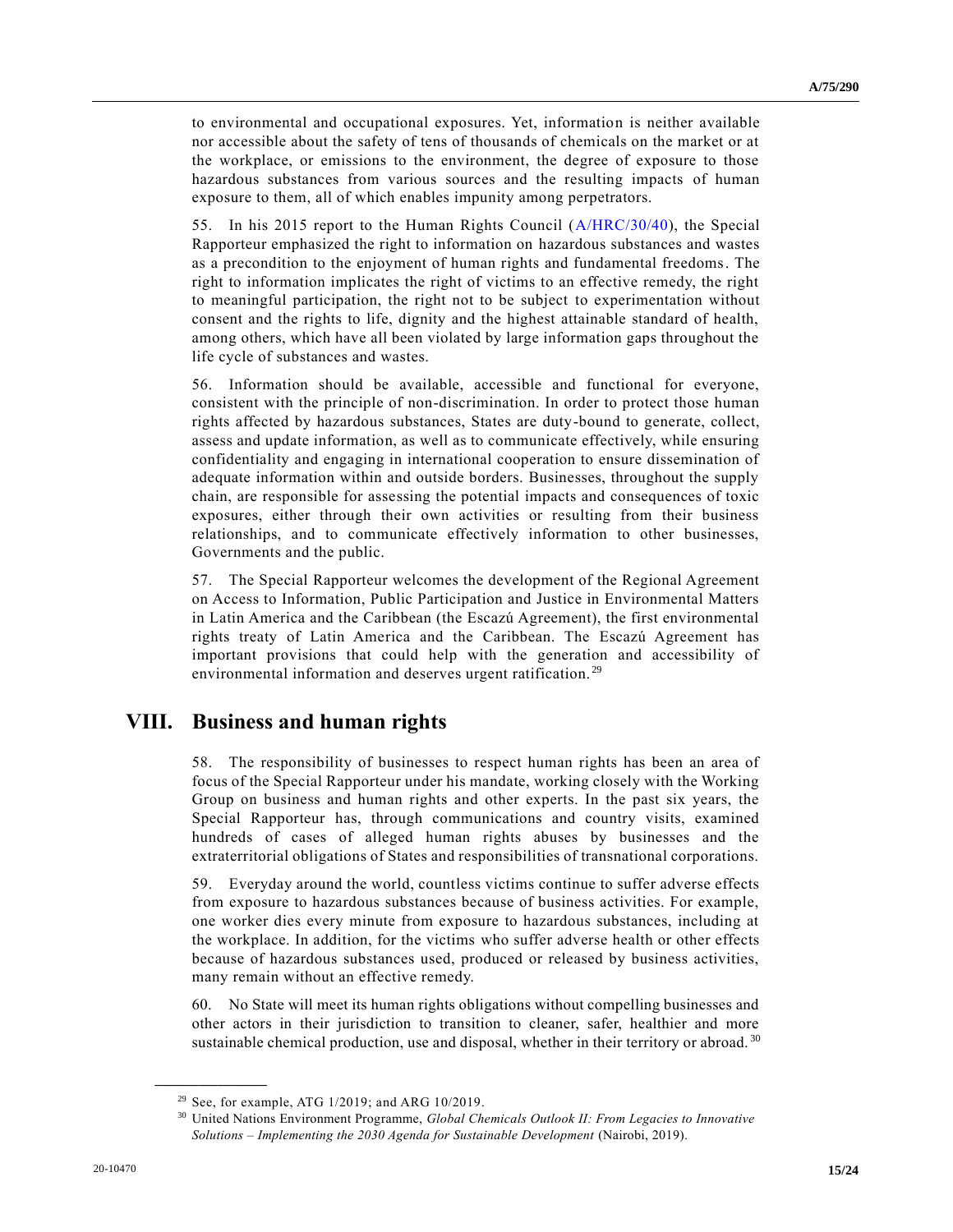to environmental and occupational exposures. Yet, information is neither available nor accessible about the safety of tens of thousands of chemicals on the market or at the workplace, or emissions to the environment, the degree of exposure to those hazardous substances from various sources and the resulting impacts of human exposure to them, all of which enables impunity among perpetrators.

55. In his 2015 report to the Human Rights Council (A/HRC/30/40), the Special Rapporteur emphasized the right to information on hazardous substances and wastes as a precondition to the enjoyment of human rights and fundamental freedoms. The right to information implicates the right of victims to an effective remedy, the right to meaningful participation, the right not to be subject to experimentation without consent and the rights to life, dignity and the highest attainable standard of health, among others, which have all been violated by large information gaps throughout the life cycle of substances and wastes.

56. Information should be available, accessible and functional for everyone, consistent with the principle of non-discrimination. In order to protect those human rights affected by hazardous substances, States are duty-bound to generate, collect, assess and update information, as well as to communicate effectively, while ensuring confidentiality and engaging in international cooperation to ensure dissemination of adequate information within and outside borders. Businesses, throughout the supply chain, are responsible for assessing the potential impacts and consequences of toxic exposures, either through their own activities or resulting from their business relationships, and to communicate effectively information to other businesses, Governments and the public.

57. The Special Rapporteur welcomes the development of the Regional Agreement on Access to Information, Public Participation and Justice in Environmental Matters in Latin America and the Caribbean (the Escazú Agreement), the first environmental rights treaty of Latin America and the Caribbean. The Escazú Agreement has important provisions that could help with the generation and accessibility of environmental information and deserves urgent ratification.[29]

# VIII. Business and human rights

58. The responsibility of businesses to respect human rights has been an area of focus of the Special Rapporteur under his mandate, working closely with the Working Group on business and human rights and other experts. In the past six years, the Special Rapporteur has, through communications and country visits, examined hundreds of cases of alleged human rights abuses by businesses and the extraterritorial obligations of States and responsibilities of transnational corporations.

59. Everyday around the world, countless victims continue to suffer adverse effects from exposure to hazardous substances because of business activities. For example, one worker dies every minute from exposure to hazardous substances, including at the workplace. In addition, for the victims who suffer adverse health or other effects because of hazardous substances used, produced or released by business activities, many remain without an effective remedy.

60. No State will meet its human rights obligations without compelling businesses and other actors in their jurisdiction to transition to cleaner, safer, healthier and more sustainable chemical production, use and disposal, whether in their territory or abroad.[30]

---

[29] See, for example, ATG 1/2019; and ARG 10/2019.

[30] United Nations Environment Programme, *Global Chemicals Outlook II: From Legacies to Innovative Solutions – Implementing the 2030 Agenda for Sustainable Development* (Nairobi, 2019).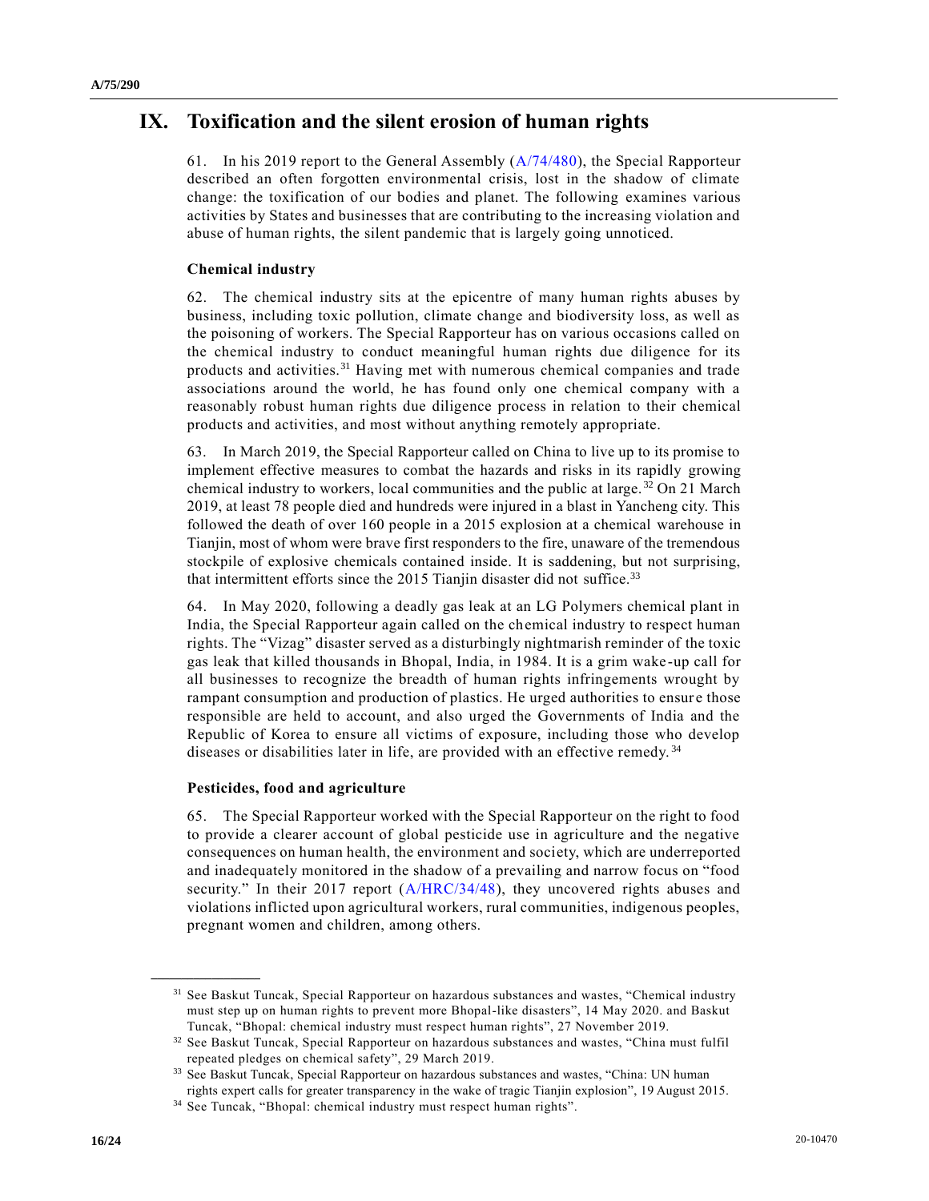# IX. Toxification and the silent erosion of human rights

61. In his 2019 report to the General Assembly (A/74/480), the Special Rapporteur described an often forgotten environmental crisis, lost in the shadow of climate change: the toxification of our bodies and planet. The following examines various activities by States and businesses that are contributing to the increasing violation and abuse of human rights, the silent pandemic that is largely going unnoticed.

### Chemical industry

62. The chemical industry sits at the epicentre of many human rights abuses by business, including toxic pollution, climate change and biodiversity loss, as well as the poisoning of workers. The Special Rapporteur has on various occasions called on the chemical industry to conduct meaningful human rights due diligence for its products and activities.[31] Having met with numerous chemical companies and trade associations around the world, he has found only one chemical company with a reasonably robust human rights due diligence process in relation to their chemical products and activities, and most without anything remotely appropriate.

63. In March 2019, the Special Rapporteur called on China to live up to its promise to implement effective measures to combat the hazards and risks in its rapidly growing chemical industry to workers, local communities and the public at large.[32] On 21 March 2019, at least 78 people died and hundreds were injured in a blast in Yancheng city. This followed the death of over 160 people in a 2015 explosion at a chemical warehouse in Tianjin, most of whom were brave first responders to the fire, unaware of the tremendous stockpile of explosive chemicals contained inside. It is saddening, but not surprising, that intermittent efforts since the 2015 Tianjin disaster did not suffice.[33]

64. In May 2020, following a deadly gas leak at an LG Polymers chemical plant in India, the Special Rapporteur again called on the chemical industry to respect human rights. The "Vizag" disaster served as a disturbingly nightmarish reminder of the toxic gas leak that killed thousands in Bhopal, India, in 1984. It is a grim wake-up call for all businesses to recognize the breadth of human rights infringements wrought by rampant consumption and production of plastics. He urged authorities to ensure those responsible are held to account, and also urged the Governments of India and the Republic of Korea to ensure all victims of exposure, including those who develop diseases or disabilities later in life, are provided with an effective remedy.[34]

### Pesticides, food and agriculture

65. The Special Rapporteur worked with the Special Rapporteur on the right to food to provide a clearer account of global pesticide use in agriculture and the negative consequences on human health, the environment and society, which are underreported and inadequately monitored in the shadow of a prevailing and narrow focus on "food security." In their 2017 report (A/HRC/34/48), they uncovered rights abuses and violations inflicted upon agricultural workers, rural communities, indigenous peoples, pregnant women and children, among others.

---

[31] See Baskut Tuncak, Special Rapporteur on hazardous substances and wastes, "Chemical industry must step up on human rights to prevent more Bhopal-like disasters", 14 May 2020. and Baskut Tuncak, "Bhopal: chemical industry must respect human rights", 27 November 2019.

[32] See Baskut Tuncak, Special Rapporteur on hazardous substances and wastes, "China must fulfil repeated pledges on chemical safety", 29 March 2019.

[33] See Baskut Tuncak, Special Rapporteur on hazardous substances and wastes, "China: UN human rights expert calls for greater transparency in the wake of tragic Tianjin explosion", 19 August 2015.

[34] See Tuncak, "Bhopal: chemical industry must respect human rights".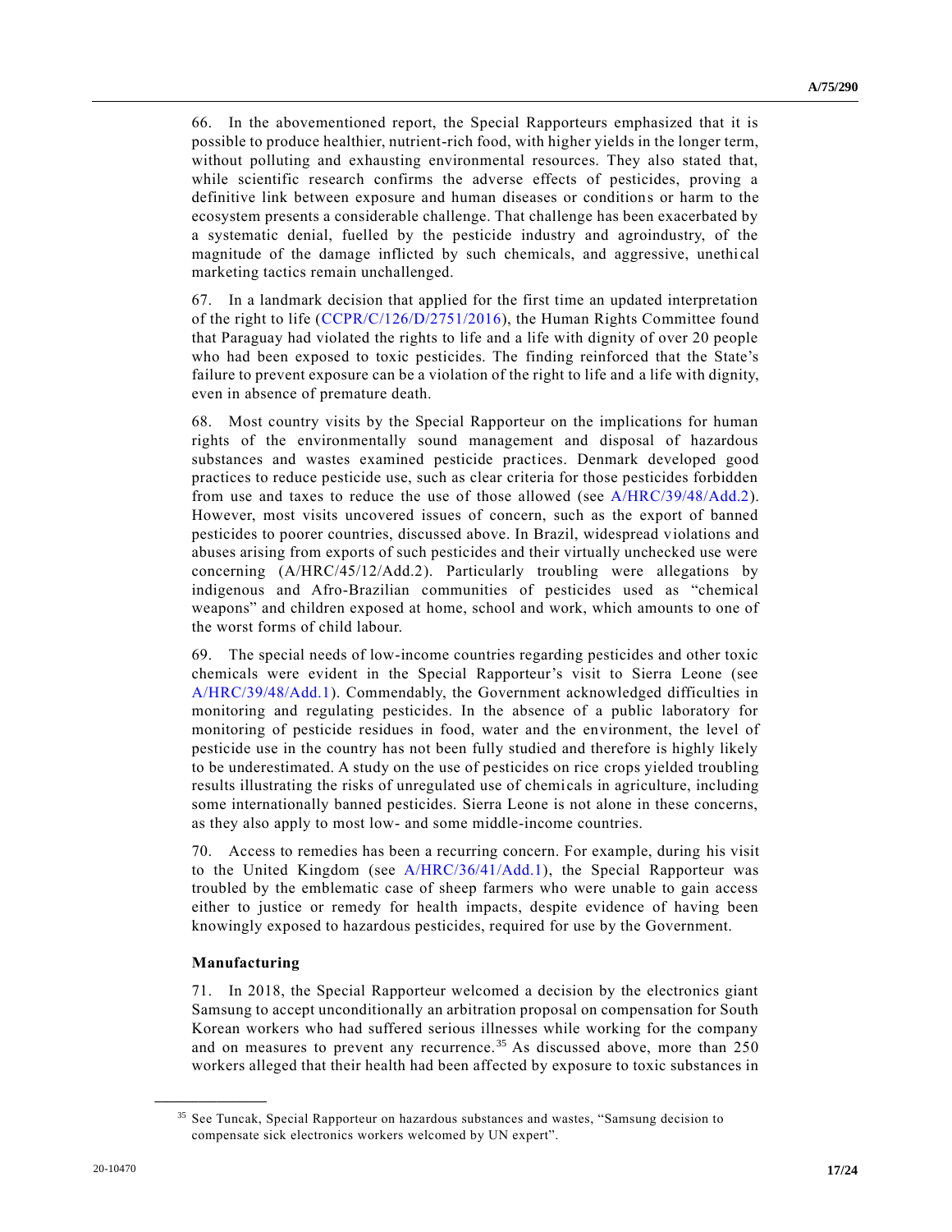66. In the abovementioned report, the Special Rapporteurs emphasized that it is possible to produce healthier, nutrient-rich food, with higher yields in the longer term, without polluting and exhausting environmental resources. They also stated that, while scientific research confirms the adverse effects of pesticides, proving a definitive link between exposure and human diseases or conditions or harm to the ecosystem presents a considerable challenge. That challenge has been exacerbated by a systematic denial, fuelled by the pesticide industry and agroindustry, of the magnitude of the damage inflicted by such chemicals, and aggressive, unethical marketing tactics remain unchallenged.

67. In a landmark decision that applied for the first time an updated interpretation of the right to life (CCPR/C/126/D/2751/2016), the Human Rights Committee found that Paraguay had violated the rights to life and a life with dignity of over 20 people who had been exposed to toxic pesticides. The finding reinforced that the State's failure to prevent exposure can be a violation of the right to life and a life with dignity, even in absence of premature death.

68. Most country visits by the Special Rapporteur on the implications for human rights of the environmentally sound management and disposal of hazardous substances and wastes examined pesticide practices. Denmark developed good practices to reduce pesticide use, such as clear criteria for those pesticides forbidden from use and taxes to reduce the use of those allowed (see A/HRC/39/48/Add.2). However, most visits uncovered issues of concern, such as the export of banned pesticides to poorer countries, discussed above. In Brazil, widespread violations and abuses arising from exports of such pesticides and their virtually unchecked use were concerning (A/HRC/45/12/Add.2). Particularly troubling were allegations by indigenous and Afro-Brazilian communities of pesticides used as "chemical weapons" and children exposed at home, school and work, which amounts to one of the worst forms of child labour.

69. The special needs of low-income countries regarding pesticides and other toxic chemicals were evident in the Special Rapporteur's visit to Sierra Leone (see A/HRC/39/48/Add.1). Commendably, the Government acknowledged difficulties in monitoring and regulating pesticides. In the absence of a public laboratory for monitoring of pesticide residues in food, water and the environment, the level of pesticide use in the country has not been fully studied and therefore is highly likely to be underestimated. A study on the use of pesticides on rice crops yielded troubling results illustrating the risks of unregulated use of chemicals in agriculture, including some internationally banned pesticides. Sierra Leone is not alone in these concerns, as they also apply to most low- and some middle-income countries.

70. Access to remedies has been a recurring concern. For example, during his visit to the United Kingdom (see A/HRC/36/41/Add.1), the Special Rapporteur was troubled by the emblematic case of sheep farmers who were unable to gain access either to justice or remedy for health impacts, despite evidence of having been knowingly exposed to hazardous pesticides, required for use by the Government.

**Manufacturing**

71. In 2018, the Special Rapporteur welcomed a decision by the electronics giant Samsung to accept unconditionally an arbitration proposal on compensation for South Korean workers who had suffered serious illnesses while working for the company and on measures to prevent any recurrence.[35] As discussed above, more than 250 workers alleged that their health had been affected by exposure to toxic substances in

---

[35] See Tuncak, Special Rapporteur on hazardous substances and wastes, "Samsung decision to compensate sick electronics workers welcomed by UN expert".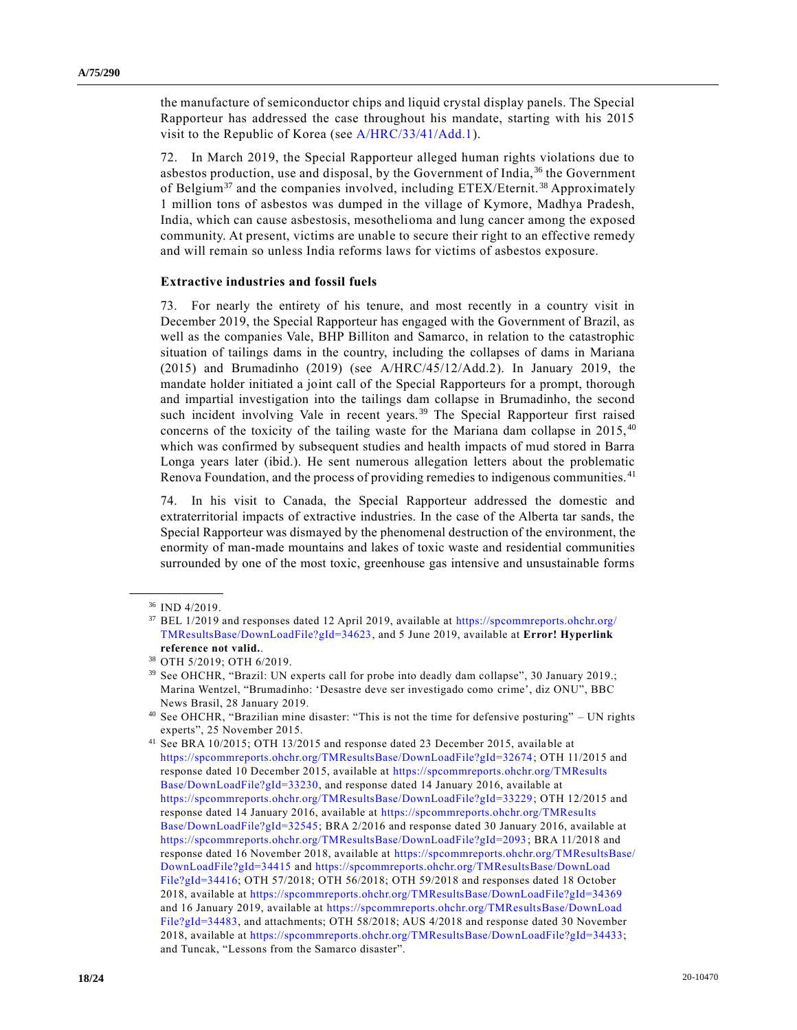the manufacture of semiconductor chips and liquid crystal display panels. The Special Rapporteur has addressed the case throughout his mandate, starting with his 2015 visit to the Republic of Korea (see A/HRC/33/41/Add.1).

72. In March 2019, the Special Rapporteur alleged human rights violations due to asbestos production, use and disposal, by the Government of India,[36] the Government of Belgium[37] and the companies involved, including ETEX/Eternit.[38] Approximately 1 million tons of asbestos was dumped in the village of Kymore, Madhya Pradesh, India, which can cause asbestosis, mesothelioma and lung cancer among the exposed community. At present, victims are unable to secure their right to an effective remedy and will remain so unless India reforms laws for victims of asbestos exposure.

### Extractive industries and fossil fuels

73. For nearly the entirety of his tenure, and most recently in a country visit in December 2019, the Special Rapporteur has engaged with the Government of Brazil, as well as the companies Vale, BHP Billiton and Samarco, in relation to the catastrophic situation of tailings dams in the country, including the collapses of dams in Mariana (2015) and Brumadinho (2019) (see A/HRC/45/12/Add.2). In January 2019, the mandate holder initiated a joint call of the Special Rapporteurs for a prompt, thorough and impartial investigation into the tailings dam collapse in Brumadinho, the second such incident involving Vale in recent years.[39] The Special Rapporteur first raised concerns of the toxicity of the tailing waste for the Mariana dam collapse in 2015,[40] which was confirmed by subsequent studies and health impacts of mud stored in Barra Longa years later (ibid.). He sent numerous allegation letters about the problematic Renova Foundation, and the process of providing remedies to indigenous communities.[41]

74. In his visit to Canada, the Special Rapporteur addressed the domestic and extraterritorial impacts of extractive industries. In the case of the Alberta tar sands, the Special Rapporteur was dismayed by the phenomenal destruction of the environment, the enormity of man-made mountains and lakes of toxic waste and residential communities surrounded by one of the most toxic, greenhouse gas intensive and unsustainable forms

---

[36] IND 4/2019.

[37] BEL 1/2019 and responses dated 12 April 2019, available at https://spcommreports.ohchr.org/TMResultsBase/DownLoadFile?gId=34623, and 5 June 2019, available at **Error! Hyperlink reference not valid.**.

[38] OTH 5/2019; OTH 6/2019.

[39] See OHCHR, "Brazil: UN experts call for probe into deadly dam collapse", 30 January 2019.; Marina Wentzel, "Brumadinho: 'Desastre deve ser investigado como crime', diz ONU", BBC News Brasil, 28 January 2019.

[40] See OHCHR, "Brazilian mine disaster: "This is not the time for defensive posturing" – UN rights experts", 25 November 2015.

[41] See BRA 10/2015; OTH 13/2015 and response dated 23 December 2015, available at https://spcommreports.ohchr.org/TMResultsBase/DownLoadFile?gId=32674; OTH 11/2015 and response dated 10 December 2015, available at https://spcommreports.ohchr.org/TMResultsBase/DownLoadFile?gId=33230, and response dated 14 January 2016, available at https://spcommreports.ohchr.org/TMResultsBase/DownLoadFile?gId=33229; OTH 12/2015 and response dated 14 January 2016, available at https://spcommreports.ohchr.org/TMResultsBase/DownLoadFile?gId=32545; BRA 2/2016 and response dated 30 January 2016, available at https://spcommreports.ohchr.org/TMResultsBase/DownLoadFile?gId=2093; BRA 11/2018 and response dated 16 November 2018, available at https://spcommreports.ohchr.org/TMResultsBase/DownLoadFile?gId=34415 and https://spcommreports.ohchr.org/TMResultsBase/DownLoadFile?gId=34416; OTH 57/2018; OTH 56/2018; OTH 59/2018 and responses dated 18 October 2018, available at https://spcommreports.ohchr.org/TMResultsBase/DownLoadFile?gId=34369 and 16 January 2019, available at https://spcommreports.ohchr.org/TMResultsBase/DownLoadFile?gId=34483, and attachments; OTH 58/2018; AUS 4/2018 and response dated 30 November 2018, available at https://spcommreports.ohchr.org/TMResultsBase/DownLoadFile?gId=34433; and Tuncak, "Lessons from the Samarco disaster".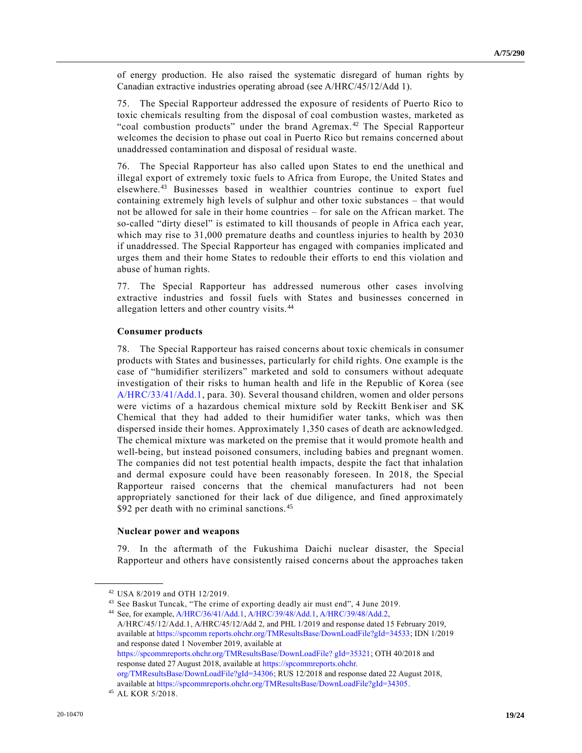of energy production. He also raised the systematic disregard of human rights by Canadian extractive industries operating abroad (see A/HRC/45/12/Add 1).

75. The Special Rapporteur addressed the exposure of residents of Puerto Rico to toxic chemicals resulting from the disposal of coal combustion wastes, marketed as "coal combustion products" under the brand Agremax.[42] The Special Rapporteur welcomes the decision to phase out coal in Puerto Rico but remains concerned about unaddressed contamination and disposal of residual waste.

76. The Special Rapporteur has also called upon States to end the unethical and illegal export of extremely toxic fuels to Africa from Europe, the United States and elsewhere.[43] Businesses based in wealthier countries continue to export fuel containing extremely high levels of sulphur and other toxic substances – that would not be allowed for sale in their home countries – for sale on the African market. The so-called "dirty diesel" is estimated to kill thousands of people in Africa each year, which may rise to 31,000 premature deaths and countless injuries to health by 2030 if unaddressed. The Special Rapporteur has engaged with companies implicated and urges them and their home States to redouble their efforts to end this violation and abuse of human rights.

77. The Special Rapporteur has addressed numerous other cases involving extractive industries and fossil fuels with States and businesses concerned in allegation letters and other country visits.[44]

### Consumer products

78. The Special Rapporteur has raised concerns about toxic chemicals in consumer products with States and businesses, particularly for child rights. One example is the case of "humidifier sterilizers" marketed and sold to consumers without adequate investigation of their risks to human health and life in the Republic of Korea (see A/HRC/33/41/Add.1, para. 30). Several thousand children, women and older persons were victims of a hazardous chemical mixture sold by Reckitt Benkiser and SK Chemical that they had added to their humidifier water tanks, which was then dispersed inside their homes. Approximately 1,350 cases of death are acknowledged. The chemical mixture was marketed on the premise that it would promote health and well-being, but instead poisoned consumers, including babies and pregnant women. The companies did not test potential health impacts, despite the fact that inhalation and dermal exposure could have been reasonably foreseen. In 2018, the Special Rapporteur raised concerns that the chemical manufacturers had not been appropriately sanctioned for their lack of due diligence, and fined approximately $92 per death with no criminal sanctions.[45]

### Nuclear power and weapons

79. In the aftermath of the Fukushima Daichi nuclear disaster, the Special Rapporteur and others have consistently raised concerns about the approaches taken

---

[42] USA 8/2019 and OTH 12/2019.

[43] See Baskut Tuncak, "The crime of exporting deadly air must end", 4 June 2019.

[44] See, for example, A/HRC/36/41/Add.1, A/HRC/39/48/Add.1, A/HRC/39/48/Add.2, A/HRC/45/12/Add.1, A/HRC/45/12/Add 2, and PHL 1/2019 and response dated 15 February 2019, available at https://spcomm reports.ohchr.org/TMResultsBase/DownLoadFile?gId=34533; IDN 1/2019 and response dated 1 November 2019, available at https://spcommreports.ohchr.org/TMResultsBase/DownLoadFile? gId=35321; OTH 40/2018 and response dated 27 August 2018, available at https://spcommreports.ohchr. org/TMResultsBase/DownLoadFile?gId=34306; RUS 12/2018 and response dated 22 August 2018, available at https://spcommreports.ohchr.org/TMResultsBase/DownLoadFile?gId=34305.

[45] AL KOR 5/2018.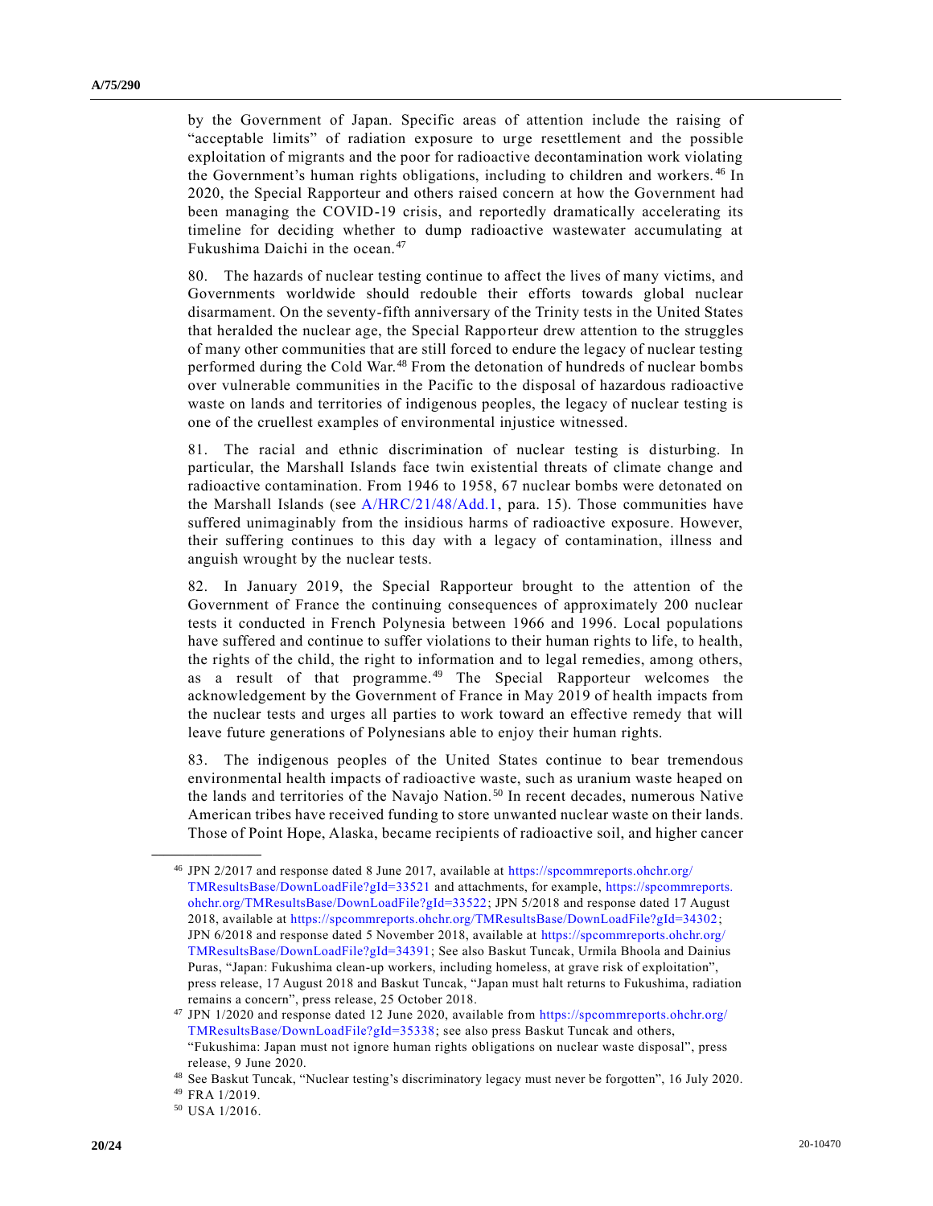by the Government of Japan. Specific areas of attention include the raising of "acceptable limits" of radiation exposure to urge resettlement and the possible exploitation of migrants and the poor for radioactive decontamination work violating the Government's human rights obligations, including to children and workers.[46] In 2020, the Special Rapporteur and others raised concern at how the Government had been managing the COVID-19 crisis, and reportedly dramatically accelerating its timeline for deciding whether to dump radioactive wastewater accumulating at Fukushima Daichi in the ocean.[47]

80. The hazards of nuclear testing continue to affect the lives of many victims, and Governments worldwide should redouble their efforts towards global nuclear disarmament. On the seventy-fifth anniversary of the Trinity tests in the United States that heralded the nuclear age, the Special Rapporteur drew attention to the struggles of many other communities that are still forced to endure the legacy of nuclear testing performed during the Cold War.[48] From the detonation of hundreds of nuclear bombs over vulnerable communities in the Pacific to the disposal of hazardous radioactive waste on lands and territories of indigenous peoples, the legacy of nuclear testing is one of the cruellest examples of environmental injustice witnessed.

81. The racial and ethnic discrimination of nuclear testing is disturbing. In particular, the Marshall Islands face twin existential threats of climate change and radioactive contamination. From 1946 to 1958, 67 nuclear bombs were detonated on the Marshall Islands (see A/HRC/21/48/Add.1, para. 15). Those communities have suffered unimaginably from the insidious harms of radioactive exposure. However, their suffering continues to this day with a legacy of contamination, illness and anguish wrought by the nuclear tests.

82. In January 2019, the Special Rapporteur brought to the attention of the Government of France the continuing consequences of approximately 200 nuclear tests it conducted in French Polynesia between 1966 and 1996. Local populations have suffered and continue to suffer violations to their human rights to life, to health, the rights of the child, the right to information and to legal remedies, among others, as a result of that programme.[49] The Special Rapporteur welcomes the acknowledgement by the Government of France in May 2019 of health impacts from the nuclear tests and urges all parties to work toward an effective remedy that will leave future generations of Polynesians able to enjoy their human rights.

83. The indigenous peoples of the United States continue to bear tremendous environmental health impacts of radioactive waste, such as uranium waste heaped on the lands and territories of the Navajo Nation.[50] In recent decades, numerous Native American tribes have received funding to store unwanted nuclear waste on their lands. Those of Point Hope, Alaska, became recipients of radioactive soil, and higher cancer

---

[46] JPN 2/2017 and response dated 8 June 2017, available at https://spcommreports.ohchr.org/TMResultsBase/DownLoadFile?gId=33521 and attachments, for example, https://spcommreports.ohchr.org/TMResultsBase/DownLoadFile?gId=33522; JPN 5/2018 and response dated 17 August 2018, available at https://spcommreports.ohchr.org/TMResultsBase/DownLoadFile?gId=34302; JPN 6/2018 and response dated 5 November 2018, available at https://spcommreports.ohchr.org/TMResultsBase/DownLoadFile?gId=34391; See also Baskut Tuncak, Urmila Bhoola and Dainius Puras, "Japan: Fukushima clean-up workers, including homeless, at grave risk of exploitation", press release, 17 August 2018 and Baskut Tuncak, "Japan must halt returns to Fukushima, radiation remains a concern", press release, 25 October 2018.

[47] JPN 1/2020 and response dated 12 June 2020, available from https://spcommreports.ohchr.org/TMResultsBase/DownLoadFile?gId=35338; see also press Baskut Tuncak and others, "Fukushima: Japan must not ignore human rights obligations on nuclear waste disposal", press release, 9 June 2020.

[48] See Baskut Tuncak, "Nuclear testing's discriminatory legacy must never be forgotten", 16 July 2020.

[49] FRA 1/2019.

[50] USA 1/2016.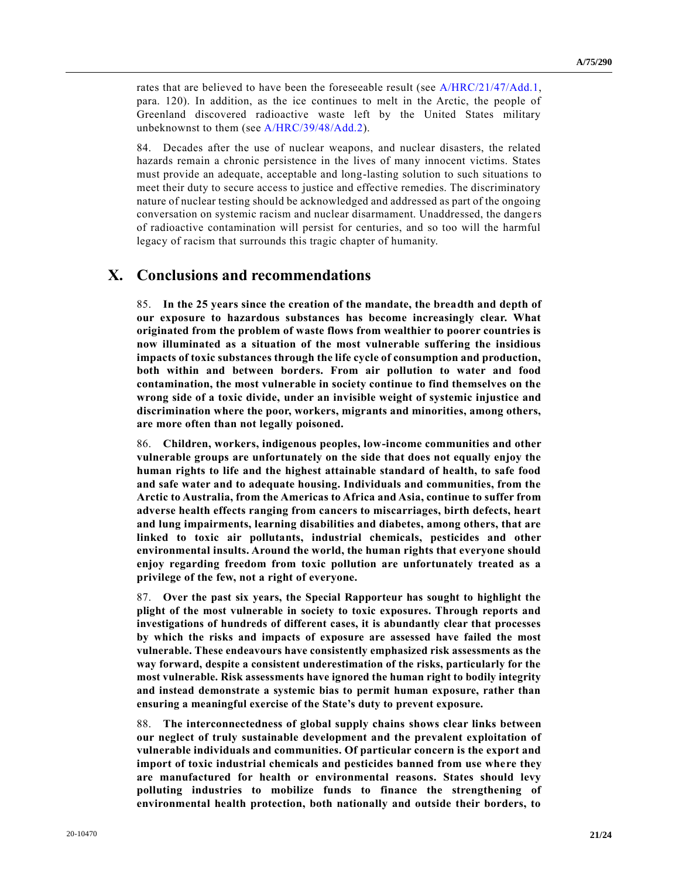rates that are believed to have been the foreseeable result (see A/HRC/21/47/Add.1, para. 120). In addition, as the ice continues to melt in the Arctic, the people of Greenland discovered radioactive waste left by the United States military unbeknownst to them (see A/HRC/39/48/Add.2).

84. Decades after the use of nuclear weapons, and nuclear disasters, the related hazards remain a chronic persistence in the lives of many innocent victims. States must provide an adequate, acceptable and long-lasting solution to such situations to meet their duty to secure access to justice and effective remedies. The discriminatory nature of nuclear testing should be acknowledged and addressed as part of the ongoing conversation on systemic racism and nuclear disarmament. Unaddressed, the dangers of radioactive contamination will persist for centuries, and so too will the harmful legacy of racism that surrounds this tragic chapter of humanity.

## X. Conclusions and recommendations

85. **In the 25 years since the creation of the mandate, the breadth and depth of our exposure to hazardous substances has become increasingly clear. What originated from the problem of waste flows from wealthier to poorer countries is now illuminated as a situation of the most vulnerable suffering the insidious impacts of toxic substances through the life cycle of consumption and production, both within and between borders. From air pollution to water and food contamination, the most vulnerable in society continue to find themselves on the wrong side of a toxic divide, under an invisible weight of systemic injustice and discrimination where the poor, workers, migrants and minorities, among others, are more often than not legally poisoned.**

86. **Children, workers, indigenous peoples, low-income communities and other vulnerable groups are unfortunately on the side that does not equally enjoy the human rights to life and the highest attainable standard of health, to safe food and safe water and to adequate housing. Individuals and communities, from the Arctic to Australia, from the Americas to Africa and Asia, continue to suffer from adverse health effects ranging from cancers to miscarriages, birth defects, heart and lung impairments, learning disabilities and diabetes, among others, that are linked to toxic air pollutants, industrial chemicals, pesticides and other environmental insults. Around the world, the human rights that everyone should enjoy regarding freedom from toxic pollution are unfortunately treated as a privilege of the few, not a right of everyone.**

87. **Over the past six years, the Special Rapporteur has sought to highlight the plight of the most vulnerable in society to toxic exposures. Through reports and investigations of hundreds of different cases, it is abundantly clear that processes by which the risks and impacts of exposure are assessed have failed the most vulnerable. These endeavours have consistently emphasized risk assessments as the way forward, despite a consistent underestimation of the risks, particularly for the most vulnerable. Risk assessments have ignored the human right to bodily integrity and instead demonstrate a systemic bias to permit human exposure, rather than ensuring a meaningful exercise of the State's duty to prevent exposure.**

88. **The interconnectedness of global supply chains shows clear links between our neglect of truly sustainable development and the prevalent exploitation of vulnerable individuals and communities. Of particular concern is the export and import of toxic industrial chemicals and pesticides banned from use where they are manufactured for health or environmental reasons. States should levy polluting industries to mobilize funds to finance the strengthening of environmental health protection, both nationally and outside their borders, to**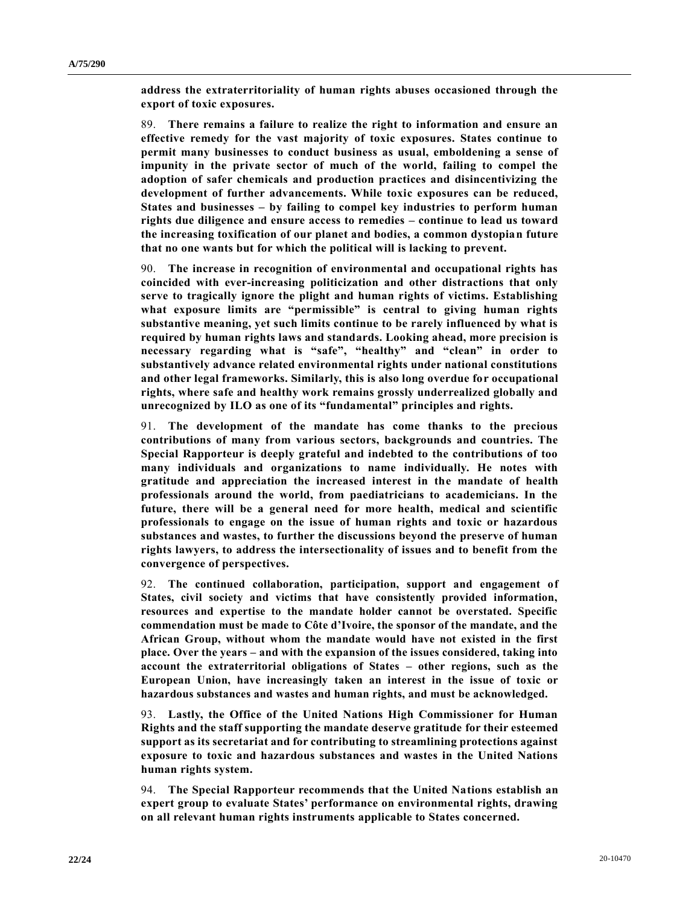**address the extraterritoriality of human rights abuses occasioned through the export of toxic exposures.**

89. **There remains a failure to realize the right to information and ensure an effective remedy for the vast majority of toxic exposures. States continue to permit many businesses to conduct business as usual, emboldening a sense of impunity in the private sector of much of the world, failing to compel the adoption of safer chemicals and production practices and disincentivizing the development of further advancements. While toxic exposures can be reduced, States and businesses – by failing to compel key industries to perform human rights due diligence and ensure access to remedies – continue to lead us toward the increasing toxification of our planet and bodies, a common dystopian future that no one wants but for which the political will is lacking to prevent.**

90. **The increase in recognition of environmental and occupational rights has coincided with ever-increasing politicization and other distractions that only serve to tragically ignore the plight and human rights of victims. Establishing what exposure limits are "permissible" is central to giving human rights substantive meaning, yet such limits continue to be rarely influenced by what is required by human rights laws and standards. Looking ahead, more precision is necessary regarding what is "safe", "healthy" and "clean" in order to substantively advance related environmental rights under national constitutions and other legal frameworks. Similarly, this is also long overdue for occupational rights, where safe and healthy work remains grossly underrealized globally and unrecognized by ILO as one of its "fundamental" principles and rights.**

91. **The development of the mandate has come thanks to the precious contributions of many from various sectors, backgrounds and countries. The Special Rapporteur is deeply grateful and indebted to the contributions of too many individuals and organizations to name individually. He notes with gratitude and appreciation the increased interest in the mandate of health professionals around the world, from paediatricians to academicians. In the future, there will be a general need for more health, medical and scientific professionals to engage on the issue of human rights and toxic or hazardous substances and wastes, to further the discussions beyond the preserve of human rights lawyers, to address the intersectionality of issues and to benefit from the convergence of perspectives.**

92. **The continued collaboration, participation, support and engagement of States, civil society and victims that have consistently provided information, resources and expertise to the mandate holder cannot be overstated. Specific commendation must be made to Côte d'Ivoire, the sponsor of the mandate, and the African Group, without whom the mandate would have not existed in the first place. Over the years – and with the expansion of the issues considered, taking into account the extraterritorial obligations of States – other regions, such as the European Union, have increasingly taken an interest in the issue of toxic or hazardous substances and wastes and human rights, and must be acknowledged.**

93. **Lastly, the Office of the United Nations High Commissioner for Human Rights and the staff supporting the mandate deserve gratitude for their esteemed support as its secretariat and for contributing to streamlining protections against exposure to toxic and hazardous substances and wastes in the United Nations human rights system.**

94. **The Special Rapporteur recommends that the United Nations establish an expert group to evaluate States' performance on environmental rights, drawing on all relevant human rights instruments applicable to States concerned.**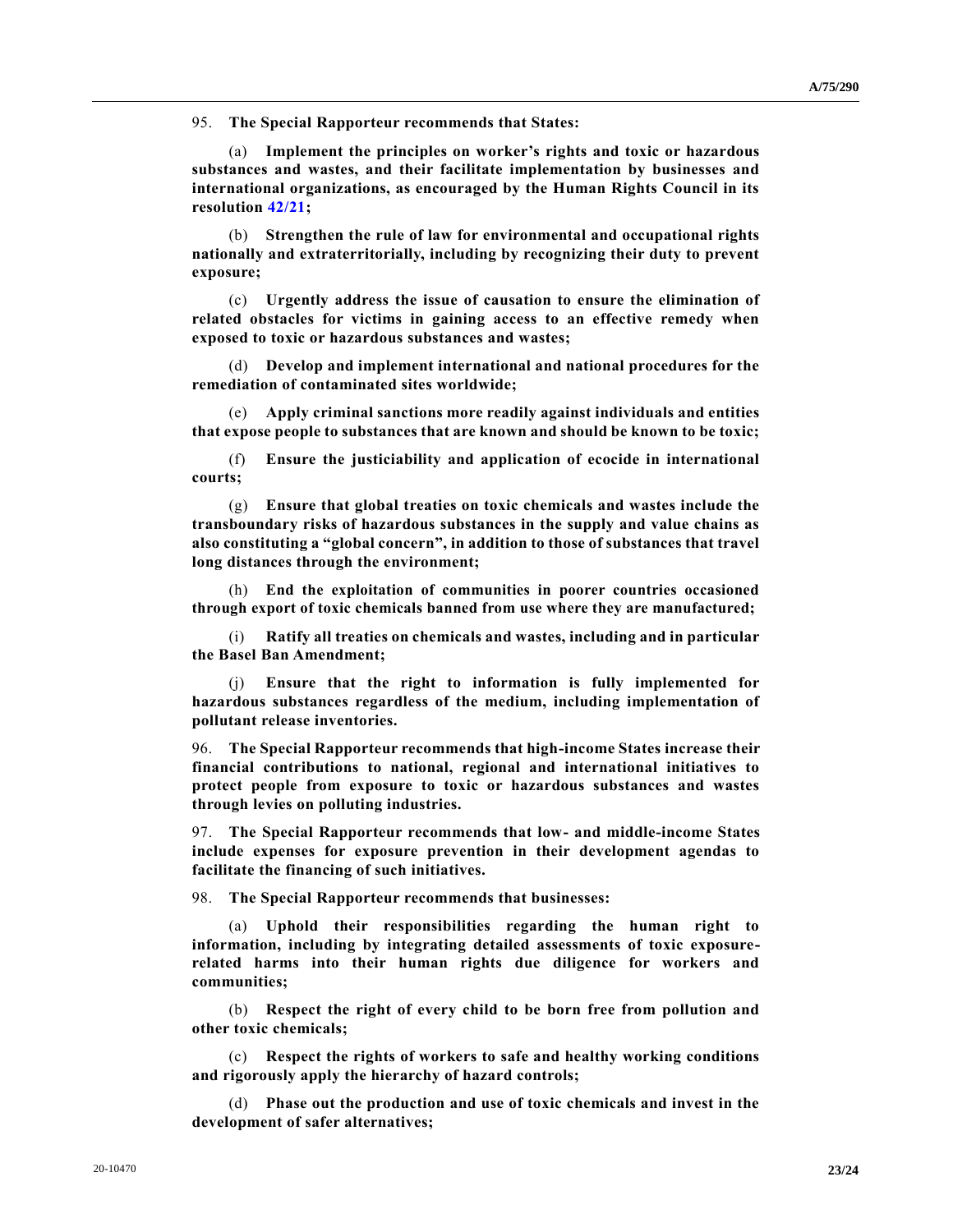95. **The Special Rapporteur recommends that States:**

(a) **Implement the principles on worker's rights and toxic or hazardous substances and wastes, and their facilitate implementation by businesses and international organizations, as encouraged by the Human Rights Council in its resolution 42/21;**

(b) **Strengthen the rule of law for environmental and occupational rights nationally and extraterritorially, including by recognizing their duty to prevent exposure;**

(c) **Urgently address the issue of causation to ensure the elimination of related obstacles for victims in gaining access to an effective remedy when exposed to toxic or hazardous substances and wastes;**

(d) **Develop and implement international and national procedures for the remediation of contaminated sites worldwide;**

(e) **Apply criminal sanctions more readily against individuals and entities that expose people to substances that are known and should be known to be toxic;**

(f) **Ensure the justiciability and application of ecocide in international courts;**

(g) **Ensure that global treaties on toxic chemicals and wastes include the transboundary risks of hazardous substances in the supply and value chains as also constituting a "global concern", in addition to those of substances that travel long distances through the environment;**

(h) **End the exploitation of communities in poorer countries occasioned through export of toxic chemicals banned from use where they are manufactured;**

(i) **Ratify all treaties on chemicals and wastes, including and in particular the Basel Ban Amendment;**

(j) **Ensure that the right to information is fully implemented for hazardous substances regardless of the medium, including implementation of pollutant release inventories.**

96. **The Special Rapporteur recommends that high-income States increase their financial contributions to national, regional and international initiatives to protect people from exposure to toxic or hazardous substances and wastes through levies on polluting industries.**

97. **The Special Rapporteur recommends that low- and middle-income States include expenses for exposure prevention in their development agendas to facilitate the financing of such initiatives.**

98. **The Special Rapporteur recommends that businesses:**

(a) **Uphold their responsibilities regarding the human right to information, including by integrating detailed assessments of toxic exposure-related harms into their human rights due diligence for workers and communities;**

(b) **Respect the right of every child to be born free from pollution and other toxic chemicals;**

(c) **Respect the rights of workers to safe and healthy working conditions and rigorously apply the hierarchy of hazard controls;**

(d) **Phase out the production and use of toxic chemicals and invest in the development of safer alternatives;**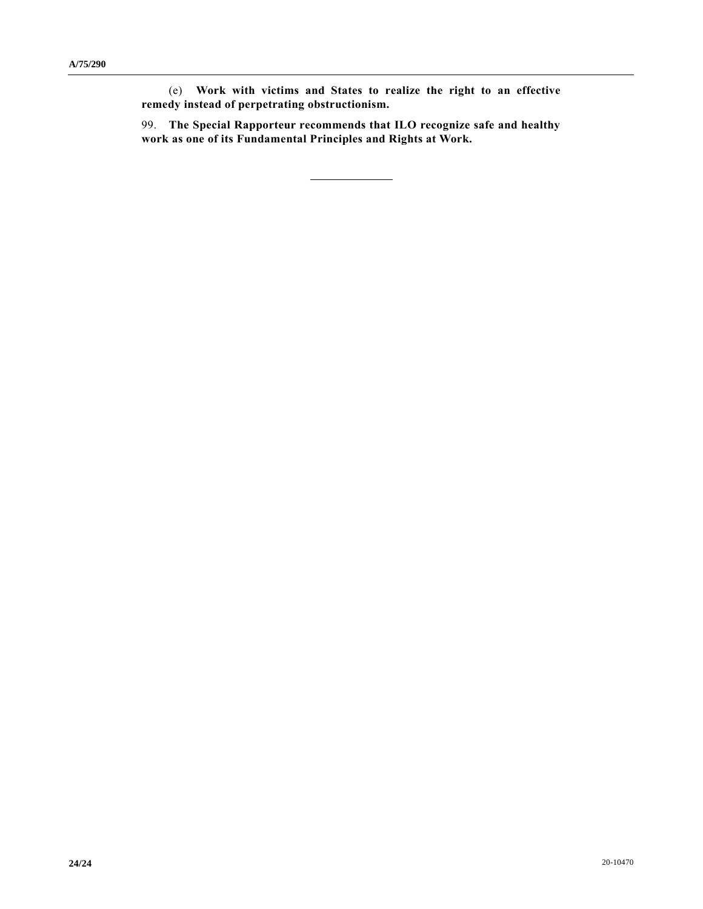(e) **Work with victims and States to realize the right to an effective remedy instead of perpetrating obstructionism.**

99. **The Special Rapporteur recommends that ILO recognize safe and healthy work as one of its Fundamental Principles and Rights at Work.**